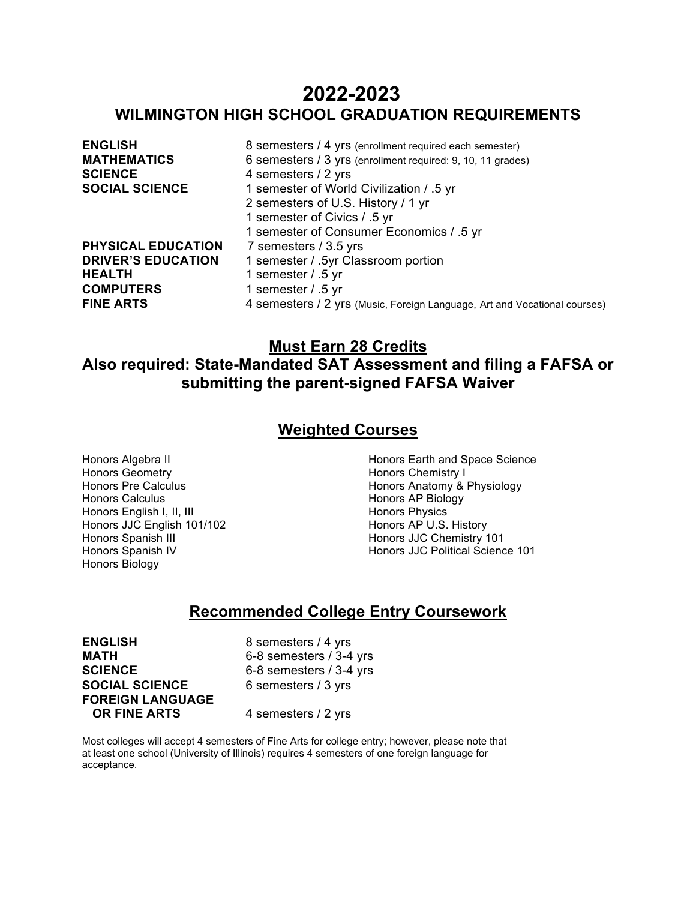# 2022-2023

## WILMINGTON HIGH SCHOOL GRADUATION REQUIREMENTS

| | |
|---|---|
| **ENGLISH** | 8 semesters / 4 yrs (enrollment required each semester) |
| **MATHEMATICS** | 6 semesters / 3 yrs (enrollment required: 9, 10, 11 grades) |
| **SCIENCE** | 4 semesters / 2 yrs |
| **SOCIAL SCIENCE** | 1 semester of World Civilization / .5 yr |
| | 2 semesters of U.S. History / 1 yr |
| | 1 semester of Civics / .5 yr |
| | 1 semester of Consumer Economics / .5 yr |
| **PHYSICAL EDUCATION** | 7 semesters / 3.5 yrs |
| **DRIVER'S EDUCATION** | 1 semester / .5yr Classroom portion |
| **HEALTH** | 1 semester / .5 yr |
| **COMPUTERS** | 1 semester / .5 yr |
| **FINE ARTS** | 4 semesters / 2 yrs (Music, Foreign Language, Art and Vocational courses) |

## Must Earn 28 Credits

## Also required: State-Mandated SAT Assessment and filing a FAFSA or submitting the parent-signed FAFSA Waiver

## Weighted Courses

- Honors Algebra II
- Honors Geometry
- Honors Pre Calculus
- Honors Calculus
- Honors English I, II, III
- Honors JJC English 101/102
- Honors Spanish III
- Honors Spanish IV
- Honors Biology
- Honors Earth and Space Science
- Honors Chemistry I
- Honors Anatomy & Physiology
- Honors AP Biology
- Honors Physics
- Honors AP U.S. History
- Honors JJC Chemistry 101
- Honors JJC Political Science 101

## Recommended College Entry Coursework

| | |
|---|---|
| **ENGLISH** | 8 semesters / 4 yrs |
| **MATH** | 6-8 semesters / 3-4 yrs |
| **SCIENCE** | 6-8 semesters / 3-4 yrs |
| **SOCIAL SCIENCE** | 6 semesters / 3 yrs |
| **FOREIGN LANGUAGE OR FINE ARTS** | 4 semesters / 2 yrs |

Most colleges will accept 4 semesters of Fine Arts for college entry; however, please note that at least one school (University of Illinois) requires 4 semesters of one foreign language for acceptance.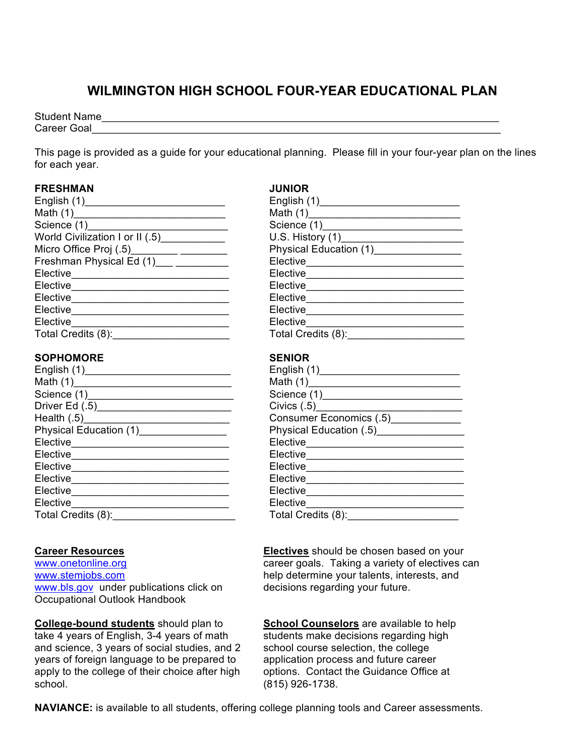# WILMINGTON HIGH SCHOOL FOUR-YEAR EDUCATIONAL PLAN

Student Name______________________________________________________________________
Career Goal_______________________________________________________________________

This page is provided as a guide for your educational planning. Please fill in your four-year plan on the lines for each year.

**FRESHMAN**

English (1)________________________
Math (1)__________________________
Science (1)________________________
World Civilization I or II (.5)___________
Micro Office Proj (.5)________ ________
Freshman Physical Ed (1)___ _________
Elective___________________________
Elective___________________________
Elective___________________________
Elective___________________________
Elective___________________________
Total Credits (8):____________________

**SOPHOMORE**

English (1)_________________________
Math (1)___________________________
Science (1)_________________________
Driver Ed (.5)_______________________
Health (.5)_________________________
Physical Education (1)_______________
Elective___________________________
Elective___________________________
Elective___________________________
Elective___________________________
Elective___________________________
Elective___________________________
Total Credits (8):_____________________

**JUNIOR**

English (1)________________________
Math (1)__________________________
Science (1)_________________________
U.S. History (1)_____________________
Physical Education (1)_______________
Elective___________________________
Elective___________________________
Elective___________________________
Elective___________________________
Elective___________________________
Elective___________________________
Total Credits (8):____________________

**SENIOR**

English (1)________________________
Math (1)__________________________
Science (1)_________________________
Civics (.5)_________________________
Consumer Economics (.5)____________
Physical Education (.5)_______________
Elective___________________________
Elective___________________________
Elective___________________________
Elective___________________________
Elective___________________________
Elective___________________________
Total Credits (8):___________________

**Career Resources**
www.onetonline.org
www.stemjobs.com
www.bls.gov under publications click on Occupational Outlook Handbook

**Electives** should be chosen based on your career goals. Taking a variety of electives can help determine your talents, interests, and decisions regarding your future.

**College-bound students** should plan to take 4 years of English, 3-4 years of math and science, 3 years of social studies, and 2 years of foreign language to be prepared to apply to the college of their choice after high school.

**School Counselors** are available to help students make decisions regarding high school course selection, the college application process and future career options. Contact the Guidance Office at (815) 926-1738.

**NAVIANCE:** is available to all students, offering college planning tools and Career assessments.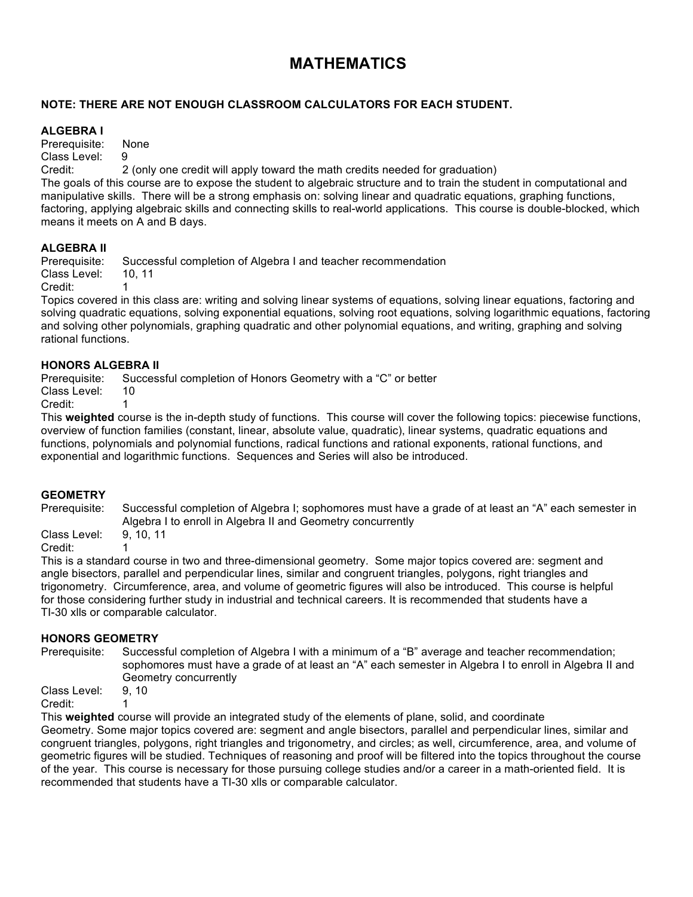# MATHEMATICS

**NOTE: THERE ARE NOT ENOUGH CLASSROOM CALCULATORS FOR EACH STUDENT.**

### ALGEBRA I

Prerequisite: None
Class Level: 9
Credit: 2 (only one credit will apply toward the math credits needed for graduation)

The goals of this course are to expose the student to algebraic structure and to train the student in computational and manipulative skills. There will be a strong emphasis on: solving linear and quadratic equations, graphing functions, factoring, applying algebraic skills and connecting skills to real-world applications. This course is double-blocked, which means it meets on A and B days.

### ALGEBRA II

Prerequisite: Successful completion of Algebra I and teacher recommendation
Class Level: 10, 11
Credit: 1

Topics covered in this class are: writing and solving linear systems of equations, solving linear equations, factoring and solving quadratic equations, solving exponential equations, solving root equations, solving logarithmic equations, factoring and solving other polynomials, graphing quadratic and other polynomial equations, and writing, graphing and solving rational functions.

### HONORS ALGEBRA II

Prerequisite: Successful completion of Honors Geometry with a "C" or better
Class Level: 10
Credit: 1

This **weighted** course is the in-depth study of functions. This course will cover the following topics: piecewise functions, overview of function families (constant, linear, absolute value, quadratic), linear systems, quadratic equations and functions, polynomials and polynomial functions, radical functions and rational exponents, rational functions, and exponential and logarithmic functions. Sequences and Series will also be introduced.

### GEOMETRY

Prerequisite: Successful completion of Algebra I; sophomores must have a grade of at least an "A" each semester in Algebra I to enroll in Algebra II and Geometry concurrently
Class Level: 9, 10, 11
Credit: 1

This is a standard course in two and three-dimensional geometry. Some major topics covered are: segment and angle bisectors, parallel and perpendicular lines, similar and congruent triangles, polygons, right triangles and trigonometry. Circumference, area, and volume of geometric figures will also be introduced. This course is helpful for those considering further study in industrial and technical careers. It is recommended that students have a TI-30 xlls or comparable calculator.

### HONORS GEOMETRY

Prerequisite: Successful completion of Algebra I with a minimum of a "B" average and teacher recommendation; sophomores must have a grade of at least an "A" each semester in Algebra I to enroll in Algebra II and Geometry concurrently
Class Level: 9, 10
Credit: 1

This **weighted** course will provide an integrated study of the elements of plane, solid, and coordinate Geometry. Some major topics covered are: segment and angle bisectors, parallel and perpendicular lines, similar and congruent triangles, polygons, right triangles and trigonometry, and circles; as well, circumference, area, and volume of geometric figures will be studied. Techniques of reasoning and proof will be filtered into the topics throughout the course of the year. This course is necessary for those pursuing college studies and/or a career in a math-oriented field. It is recommended that students have a TI-30 xlls or comparable calculator.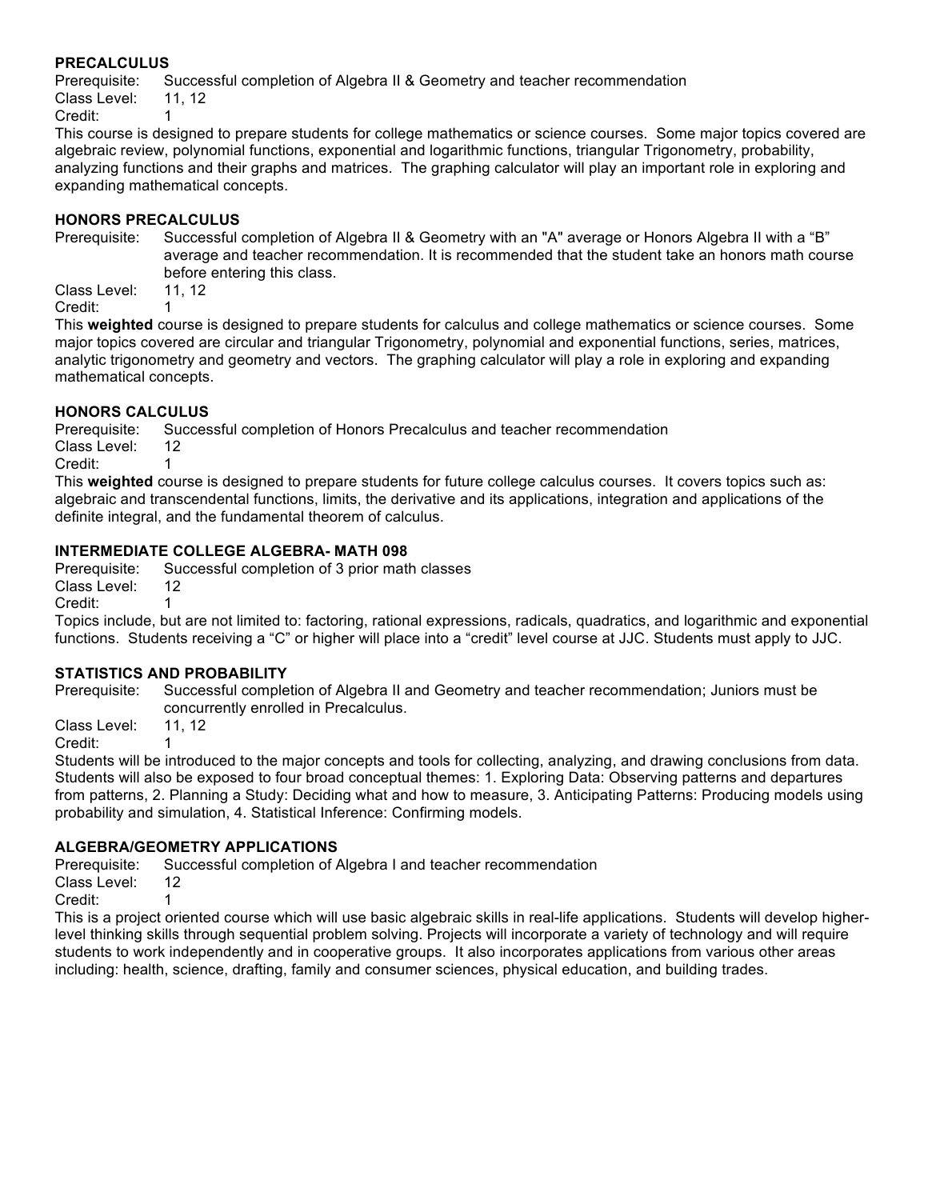### PRECALCULUS

Prerequisite: Successful completion of Algebra II & Geometry and teacher recommendation
Class Level: 11, 12
Credit: 1

This course is designed to prepare students for college mathematics or science courses. Some major topics covered are algebraic review, polynomial functions, exponential and logarithmic functions, triangular Trigonometry, probability, analyzing functions and their graphs and matrices. The graphing calculator will play an important role in exploring and expanding mathematical concepts.

### HONORS PRECALCULUS

Prerequisite: Successful completion of Algebra II & Geometry with an "A" average or Honors Algebra II with a "B" average and teacher recommendation. It is recommended that the student take an honors math course before entering this class.
Class Level: 11, 12
Credit: 1

This **weighted** course is designed to prepare students for calculus and college mathematics or science courses. Some major topics covered are circular and triangular Trigonometry, polynomial and exponential functions, series, matrices, analytic trigonometry and geometry and vectors. The graphing calculator will play a role in exploring and expanding mathematical concepts.

### HONORS CALCULUS

Prerequisite: Successful completion of Honors Precalculus and teacher recommendation
Class Level: 12
Credit: 1

This **weighted** course is designed to prepare students for future college calculus courses. It covers topics such as: algebraic and transcendental functions, limits, the derivative and its applications, integration and applications of the definite integral, and the fundamental theorem of calculus.

### INTERMEDIATE COLLEGE ALGEBRA- MATH 098

Prerequisite: Successful completion of 3 prior math classes
Class Level: 12
Credit: 1

Topics include, but are not limited to: factoring, rational expressions, radicals, quadratics, and logarithmic and exponential functions. Students receiving a "C" or higher will place into a "credit" level course at JJC. Students must apply to JJC.

### STATISTICS AND PROBABILITY

Prerequisite: Successful completion of Algebra II and Geometry and teacher recommendation; Juniors must be concurrently enrolled in Precalculus.
Class Level: 11, 12
Credit: 1

Students will be introduced to the major concepts and tools for collecting, analyzing, and drawing conclusions from data. Students will also be exposed to four broad conceptual themes: 1. Exploring Data: Observing patterns and departures from patterns, 2. Planning a Study: Deciding what and how to measure, 3. Anticipating Patterns: Producing models using probability and simulation, 4. Statistical Inference: Confirming models.

### ALGEBRA/GEOMETRY APPLICATIONS

Prerequisite: Successful completion of Algebra I and teacher recommendation
Class Level: 12
Credit: 1

This is a project oriented course which will use basic algebraic skills in real-life applications. Students will develop higher-level thinking skills through sequential problem solving. Projects will incorporate a variety of technology and will require students to work independently and in cooperative groups. It also incorporates applications from various other areas including: health, science, drafting, family and consumer sciences, physical education, and building trades.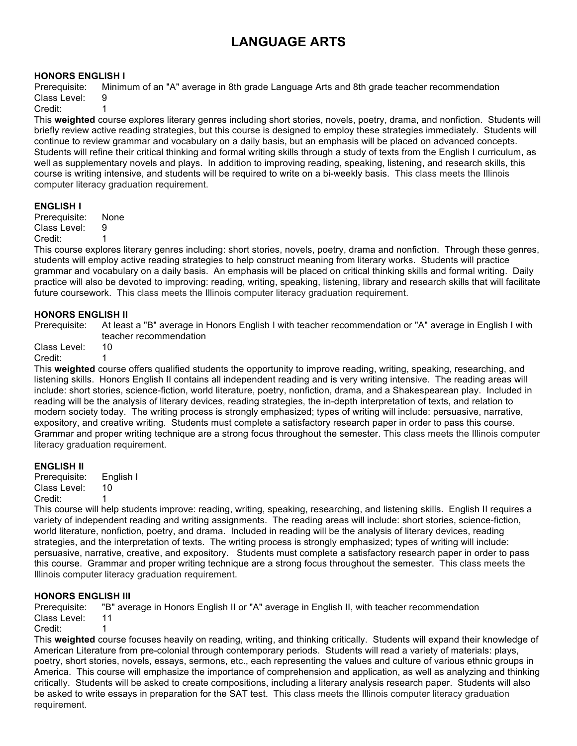# LANGUAGE ARTS

### HONORS ENGLISH I

Prerequisite: Minimum of an "A" average in 8th grade Language Arts and 8th grade teacher recommendation
Class Level: 9
Credit: 1

This **weighted** course explores literary genres including short stories, novels, poetry, drama, and nonfiction. Students will briefly review active reading strategies, but this course is designed to employ these strategies immediately. Students will continue to review grammar and vocabulary on a daily basis, but an emphasis will be placed on advanced concepts. Students will refine their critical thinking and formal writing skills through a study of texts from the English I curriculum, as well as supplementary novels and plays. In addition to improving reading, speaking, listening, and research skills, this course is writing intensive, and students will be required to write on a bi-weekly basis. This class meets the Illinois computer literacy graduation requirement.

### ENGLISH I

Prerequisite: None
Class Level: 9
Credit: 1

This course explores literary genres including: short stories, novels, poetry, drama and nonfiction. Through these genres, students will employ active reading strategies to help construct meaning from literary works. Students will practice grammar and vocabulary on a daily basis. An emphasis will be placed on critical thinking skills and formal writing. Daily practice will also be devoted to improving: reading, writing, speaking, listening, library and research skills that will facilitate future coursework. This class meets the Illinois computer literacy graduation requirement.

### HONORS ENGLISH II

Prerequisite: At least a "B" average in Honors English I with teacher recommendation or "A" average in English I with teacher recommendation
Class Level: 10
Credit: 1

This **weighted** course offers qualified students the opportunity to improve reading, writing, speaking, researching, and listening skills. Honors English II contains all independent reading and is very writing intensive. The reading areas will include: short stories, science-fiction, world literature, poetry, nonfiction, drama, and a Shakespearean play. Included in reading will be the analysis of literary devices, reading strategies, the in-depth interpretation of texts, and relation to modern society today. The writing process is strongly emphasized; types of writing will include: persuasive, narrative, expository, and creative writing. Students must complete a satisfactory research paper in order to pass this course. Grammar and proper writing technique are a strong focus throughout the semester. This class meets the Illinois computer literacy graduation requirement.

### ENGLISH II

Prerequisite: English I
Class Level: 10
Credit: 1

This course will help students improve: reading, writing, speaking, researching, and listening skills. English II requires a variety of independent reading and writing assignments. The reading areas will include: short stories, science-fiction, world literature, nonfiction, poetry, and drama. Included in reading will be the analysis of literary devices, reading strategies, and the interpretation of texts. The writing process is strongly emphasized; types of writing will include: persuasive, narrative, creative, and expository. Students must complete a satisfactory research paper in order to pass this course. Grammar and proper writing technique are a strong focus throughout the semester. This class meets the Illinois computer literacy graduation requirement.

### HONORS ENGLISH III

Prerequisite: "B" average in Honors English II or "A" average in English II, with teacher recommendation
Class Level: 11
Credit: 1

This **weighted** course focuses heavily on reading, writing, and thinking critically. Students will expand their knowledge of American Literature from pre-colonial through contemporary periods. Students will read a variety of materials: plays, poetry, short stories, novels, essays, sermons, etc., each representing the values and culture of various ethnic groups in America. This course will emphasize the importance of comprehension and application, as well as analyzing and thinking critically. Students will be asked to create compositions, including a literary analysis research paper. Students will also be asked to write essays in preparation for the SAT test. This class meets the Illinois computer literacy graduation requirement.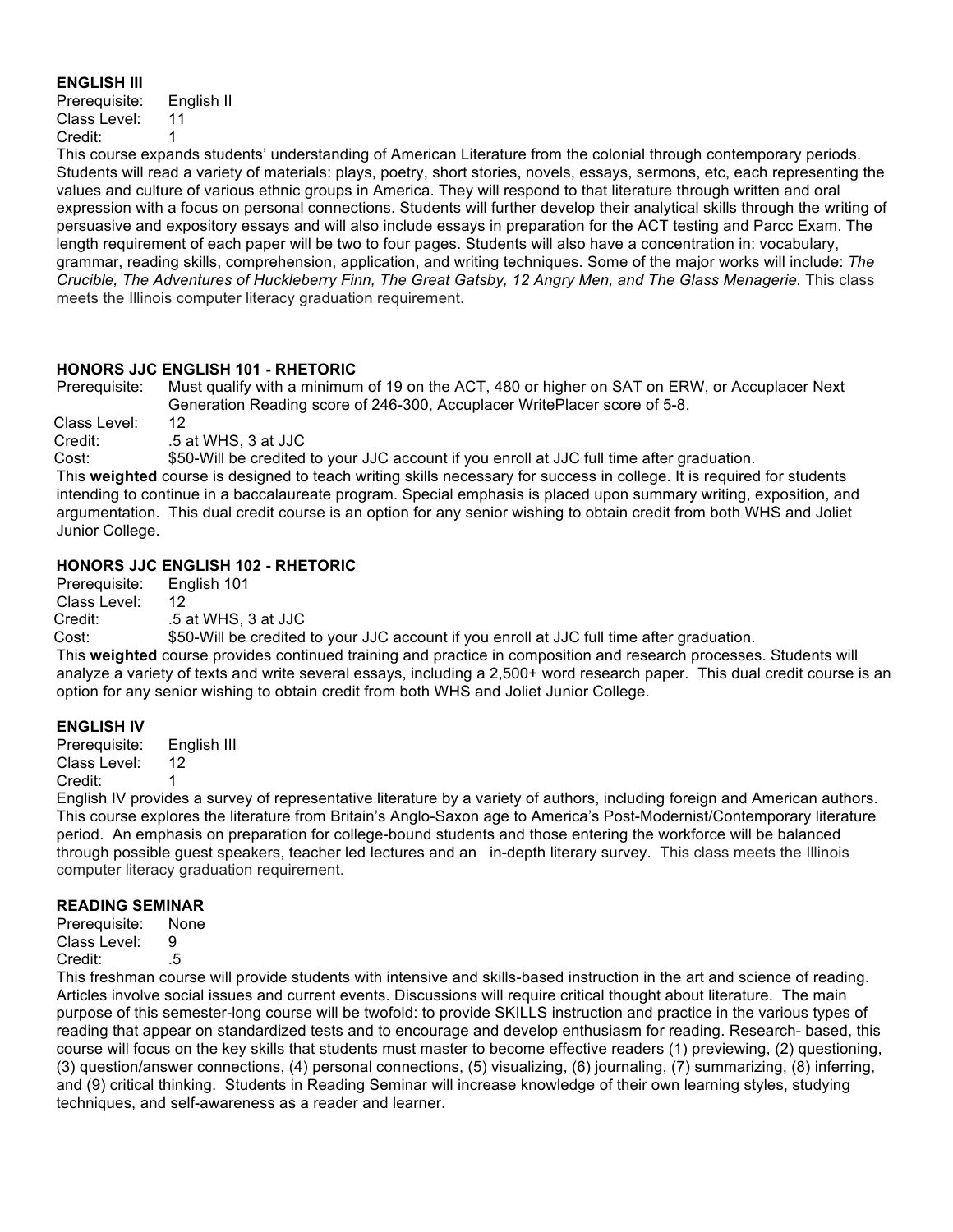**ENGLISH III**

Prerequisite: English II
Class Level: 11
Credit: 1

This course expands students' understanding of American Literature from the colonial through contemporary periods. Students will read a variety of materials: plays, poetry, short stories, novels, essays, sermons, etc, each representing the values and culture of various ethnic groups in America. They will respond to that literature through written and oral expression with a focus on personal connections. Students will further develop their analytical skills through the writing of persuasive and expository essays and will also include essays in preparation for the ACT testing and Parcc Exam. The length requirement of each paper will be two to four pages. Students will also have a concentration in: vocabulary, grammar, reading skills, comprehension, application, and writing techniques. Some of the major works will include: *The Crucible, The Adventures of Huckleberry Finn, The Great Gatsby, 12 Angry Men, and The Glass Menagerie.* This class meets the Illinois computer literacy graduation requirement.

**HONORS JJC ENGLISH 101 - RHETORIC**

Prerequisite: Must qualify with a minimum of 19 on the ACT, 480 or higher on SAT on ERW, or Accuplacer Next Generation Reading score of 246-300, Accuplacer WritePlacer score of 5-8.
Class Level: 12
Credit: .5 at WHS, 3 at JJC
Cost: $50-Will be credited to your JJC account if you enroll at JJC full time after graduation.

This **weighted** course is designed to teach writing skills necessary for success in college. It is required for students intending to continue in a baccalaureate program. Special emphasis is placed upon summary writing, exposition, and argumentation. This dual credit course is an option for any senior wishing to obtain credit from both WHS and Joliet Junior College.

**HONORS JJC ENGLISH 102 - RHETORIC**

Prerequisite: English 101
Class Level: 12
Credit: .5 at WHS, 3 at JJC
Cost: $50-Will be credited to your JJC account if you enroll at JJC full time after graduation.

This **weighted** course provides continued training and practice in composition and research processes. Students will analyze a variety of texts and write several essays, including a 2,500+ word research paper. This dual credit course is an option for any senior wishing to obtain credit from both WHS and Joliet Junior College.

**ENGLISH IV**

Prerequisite: English III
Class Level: 12
Credit: 1

English IV provides a survey of representative literature by a variety of authors, including foreign and American authors. This course explores the literature from Britain's Anglo-Saxon age to America's Post-Modernist/Contemporary literature period. An emphasis on preparation for college-bound students and those entering the workforce will be balanced through possible guest speakers, teacher led lectures and an in-depth literary survey. This class meets the Illinois computer literacy graduation requirement.

**READING SEMINAR**

Prerequisite: None
Class Level: 9
Credit: .5

This freshman course will provide students with intensive and skills-based instruction in the art and science of reading. Articles involve social issues and current events. Discussions will require critical thought about literature. The main purpose of this semester-long course will be twofold: to provide SKILLS instruction and practice in the various types of reading that appear on standardized tests and to encourage and develop enthusiasm for reading. Research- based, this course will focus on the key skills that students must master to become effective readers (1) previewing, (2) questioning, (3) question/answer connections, (4) personal connections, (5) visualizing, (6) journaling, (7) summarizing, (8) inferring, and (9) critical thinking. Students in Reading Seminar will increase knowledge of their own learning styles, studying techniques, and self-awareness as a reader and learner.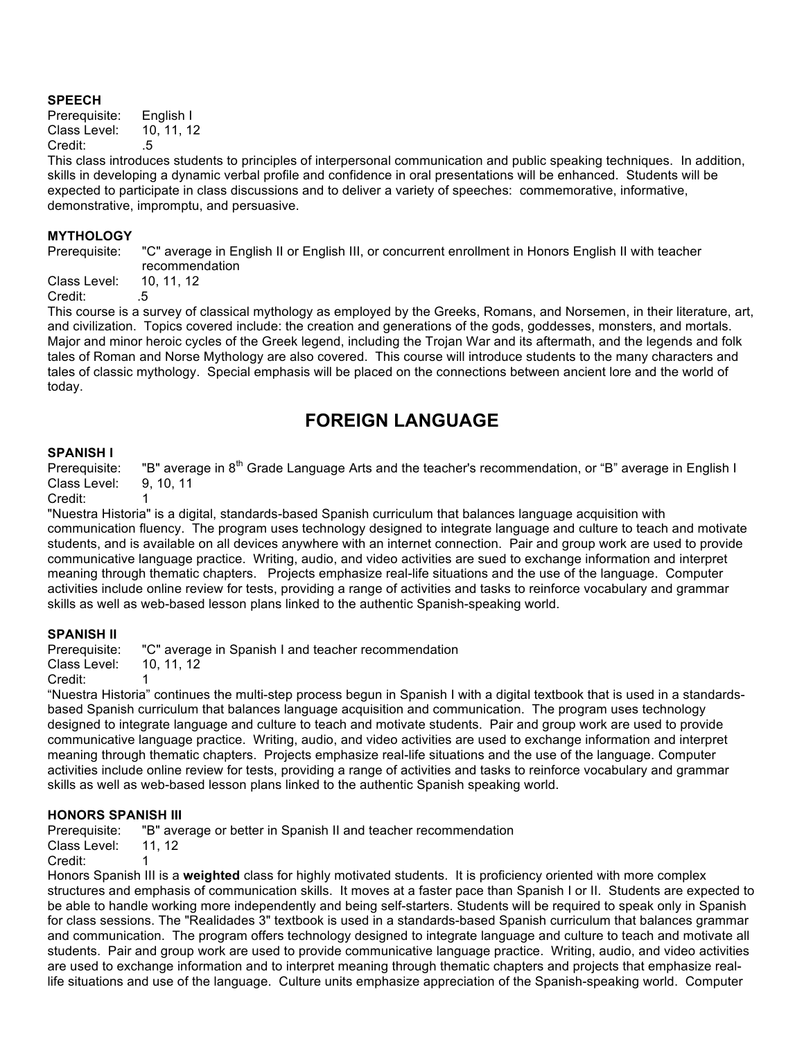### SPEECH

Prerequisite: English I
Class Level: 10, 11, 12
Credit: .5

This class introduces students to principles of interpersonal communication and public speaking techniques. In addition, skills in developing a dynamic verbal profile and confidence in oral presentations will be enhanced. Students will be expected to participate in class discussions and to deliver a variety of speeches: commemorative, informative, demonstrative, impromptu, and persuasive.

### MYTHOLOGY

Prerequisite: "C" average in English II or English III, or concurrent enrollment in Honors English II with teacher recommendation
Class Level: 10, 11, 12
Credit: .5

This course is a survey of classical mythology as employed by the Greeks, Romans, and Norsemen, in their literature, art, and civilization. Topics covered include: the creation and generations of the gods, goddesses, monsters, and mortals. Major and minor heroic cycles of the Greek legend, including the Trojan War and its aftermath, and the legends and folk tales of Roman and Norse Mythology are also covered. This course will introduce students to the many characters and tales of classic mythology. Special emphasis will be placed on the connections between ancient lore and the world of today.

## FOREIGN LANGUAGE

### SPANISH I

Prerequisite: "B" average in 8th Grade Language Arts and the teacher's recommendation, or "B" average in English I
Class Level: 9, 10, 11
Credit: 1

"Nuestra Historia" is a digital, standards-based Spanish curriculum that balances language acquisition with communication fluency. The program uses technology designed to integrate language and culture to teach and motivate students, and is available on all devices anywhere with an internet connection. Pair and group work are used to provide communicative language practice. Writing, audio, and video activities are sued to exchange information and interpret meaning through thematic chapters. Projects emphasize real-life situations and the use of the language. Computer activities include online review for tests, providing a range of activities and tasks to reinforce vocabulary and grammar skills as well as web-based lesson plans linked to the authentic Spanish-speaking world.

### SPANISH II

Prerequisite: "C" average in Spanish I and teacher recommendation
Class Level: 10, 11, 12
Credit: 1

"Nuestra Historia" continues the multi-step process begun in Spanish I with a digital textbook that is used in a standards-based Spanish curriculum that balances language acquisition and communication. The program uses technology designed to integrate language and culture to teach and motivate students. Pair and group work are used to provide communicative language practice. Writing, audio, and video activities are used to exchange information and interpret meaning through thematic chapters. Projects emphasize real-life situations and the use of the language. Computer activities include online review for tests, providing a range of activities and tasks to reinforce vocabulary and grammar skills as well as web-based lesson plans linked to the authentic Spanish speaking world.

### HONORS SPANISH III

Prerequisite: "B" average or better in Spanish II and teacher recommendation
Class Level: 11, 12
Credit: 1

Honors Spanish III is a **weighted** class for highly motivated students. It is proficiency oriented with more complex structures and emphasis of communication skills. It moves at a faster pace than Spanish I or II. Students are expected to be able to handle working more independently and being self-starters. Students will be required to speak only in Spanish for class sessions. The "Realidades 3" textbook is used in a standards-based Spanish curriculum that balances grammar and communication. The program offers technology designed to integrate language and culture to teach and motivate all students. Pair and group work are used to provide communicative language practice. Writing, audio, and video activities are used to exchange information and to interpret meaning through thematic chapters and projects that emphasize real-life situations and use of the language. Culture units emphasize appreciation of the Spanish-speaking world. Computer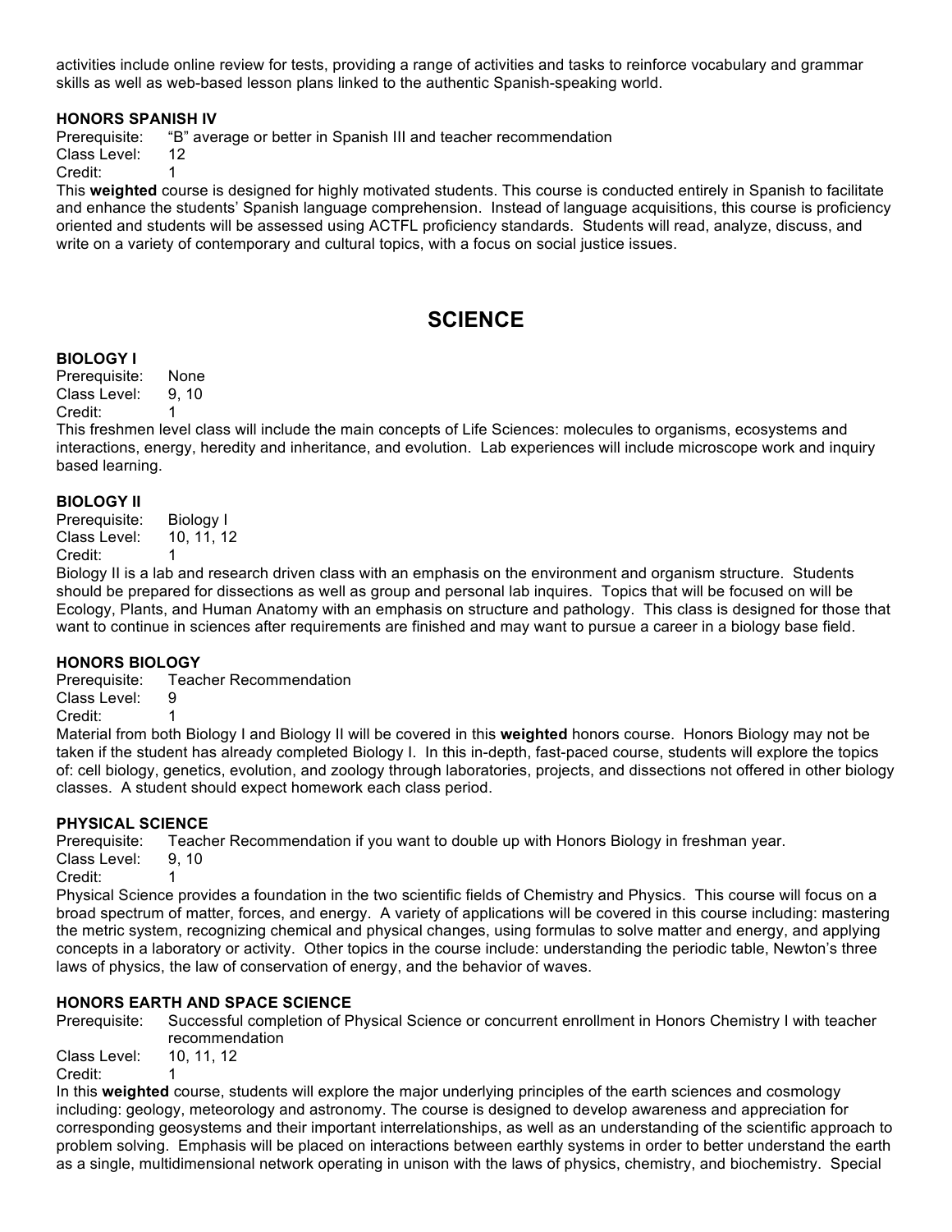activities include online review for tests, providing a range of activities and tasks to reinforce vocabulary and grammar skills as well as web-based lesson plans linked to the authentic Spanish-speaking world.

### HONORS SPANISH IV

Prerequisite: "B" average or better in Spanish III and teacher recommendation
Class Level: 12
Credit: 1

This **weighted** course is designed for highly motivated students. This course is conducted entirely in Spanish to facilitate and enhance the students' Spanish language comprehension. Instead of language acquisitions, this course is proficiency oriented and students will be assessed using ACTFL proficiency standards. Students will read, analyze, discuss, and write on a variety of contemporary and cultural topics, with a focus on social justice issues.

## SCIENCE

### BIOLOGY I

Prerequisite: None
Class Level: 9, 10
Credit: 1

This freshmen level class will include the main concepts of Life Sciences: molecules to organisms, ecosystems and interactions, energy, heredity and inheritance, and evolution. Lab experiences will include microscope work and inquiry based learning.

### BIOLOGY II

Prerequisite: Biology I
Class Level: 10, 11, 12
Credit: 1

Biology II is a lab and research driven class with an emphasis on the environment and organism structure. Students should be prepared for dissections as well as group and personal lab inquires. Topics that will be focused on will be Ecology, Plants, and Human Anatomy with an emphasis on structure and pathology. This class is designed for those that want to continue in sciences after requirements are finished and may want to pursue a career in a biology base field.

### HONORS BIOLOGY

Prerequisite: Teacher Recommendation
Class Level: 9
Credit: 1

Material from both Biology I and Biology II will be covered in this **weighted** honors course. Honors Biology may not be taken if the student has already completed Biology I. In this in-depth, fast-paced course, students will explore the topics of: cell biology, genetics, evolution, and zoology through laboratories, projects, and dissections not offered in other biology classes. A student should expect homework each class period.

### PHYSICAL SCIENCE

Prerequisite: Teacher Recommendation if you want to double up with Honors Biology in freshman year.
Class Level: 9, 10
Credit: 1

Physical Science provides a foundation in the two scientific fields of Chemistry and Physics. This course will focus on a broad spectrum of matter, forces, and energy. A variety of applications will be covered in this course including: mastering the metric system, recognizing chemical and physical changes, using formulas to solve matter and energy, and applying concepts in a laboratory or activity. Other topics in the course include: understanding the periodic table, Newton's three laws of physics, the law of conservation of energy, and the behavior of waves.

### HONORS EARTH AND SPACE SCIENCE

Prerequisite: Successful completion of Physical Science or concurrent enrollment in Honors Chemistry I with teacher recommendation
Class Level: 10, 11, 12
Credit: 1

In this **weighted** course, students will explore the major underlying principles of the earth sciences and cosmology including: geology, meteorology and astronomy. The course is designed to develop awareness and appreciation for corresponding geosystems and their important interrelationships, as well as an understanding of the scientific approach to problem solving. Emphasis will be placed on interactions between earthly systems in order to better understand the earth as a single, multidimensional network operating in unison with the laws of physics, chemistry, and biochemistry. Special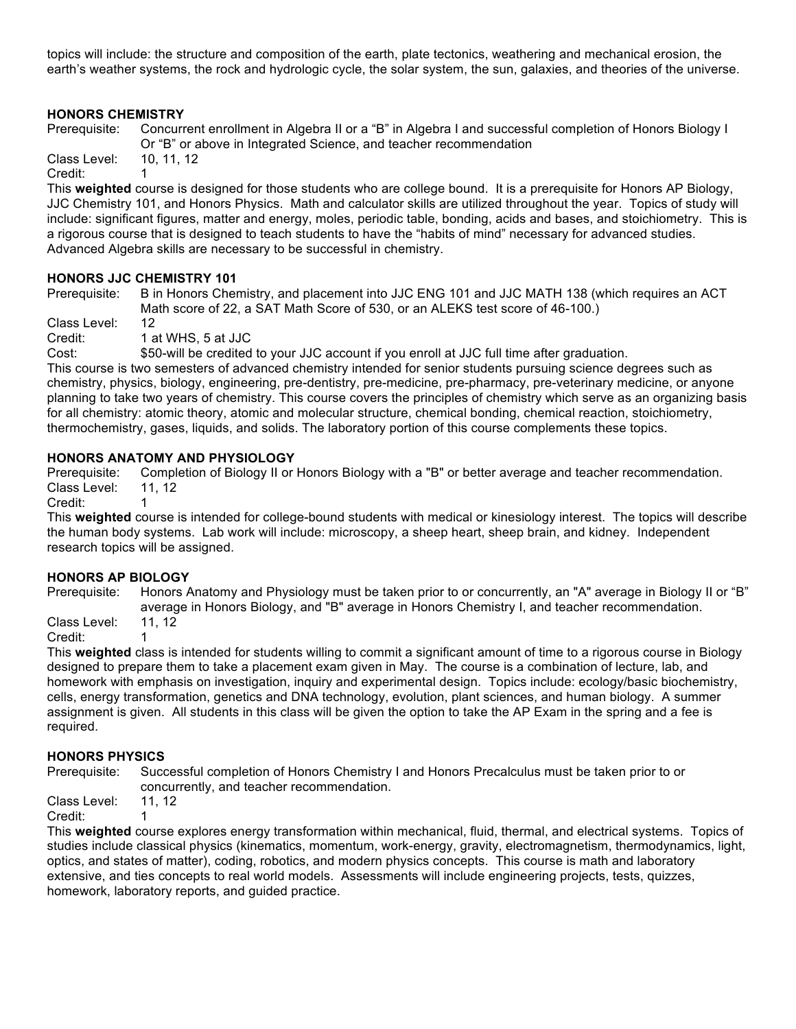topics will include: the structure and composition of the earth, plate tectonics, weathering and mechanical erosion, the earth's weather systems, the rock and hydrologic cycle, the solar system, the sun, galaxies, and theories of the universe.

### HONORS CHEMISTRY

Prerequisite: Concurrent enrollment in Algebra II or a "B" in Algebra I and successful completion of Honors Biology I Or "B" or above in Integrated Science, and teacher recommendation
Class Level: 10, 11, 12
Credit: 1

This **weighted** course is designed for those students who are college bound. It is a prerequisite for Honors AP Biology, JJC Chemistry 101, and Honors Physics. Math and calculator skills are utilized throughout the year. Topics of study will include: significant figures, matter and energy, moles, periodic table, bonding, acids and bases, and stoichiometry. This is a rigorous course that is designed to teach students to have the "habits of mind" necessary for advanced studies. Advanced Algebra skills are necessary to be successful in chemistry.

### HONORS JJC CHEMISTRY 101

Prerequisite: B in Honors Chemistry, and placement into JJC ENG 101 and JJC MATH 138 (which requires an ACT Math score of 22, a SAT Math Score of 530, or an ALEKS test score of 46-100.)
Class Level: 12
Credit: 1 at WHS, 5 at JJC
Cost: $50-will be credited to your JJC account if you enroll at JJC full time after graduation.

This course is two semesters of advanced chemistry intended for senior students pursuing science degrees such as chemistry, physics, biology, engineering, pre-dentistry, pre-medicine, pre-pharmacy, pre-veterinary medicine, or anyone planning to take two years of chemistry. This course covers the principles of chemistry which serve as an organizing basis for all chemistry: atomic theory, atomic and molecular structure, chemical bonding, chemical reaction, stoichiometry, thermochemistry, gases, liquids, and solids. The laboratory portion of this course complements these topics.

### HONORS ANATOMY AND PHYSIOLOGY

Prerequisite: Completion of Biology II or Honors Biology with a "B" or better average and teacher recommendation.
Class Level: 11, 12
Credit: 1

This **weighted** course is intended for college-bound students with medical or kinesiology interest. The topics will describe the human body systems. Lab work will include: microscopy, a sheep heart, sheep brain, and kidney. Independent research topics will be assigned.

### HONORS AP BIOLOGY

Prerequisite: Honors Anatomy and Physiology must be taken prior to or concurrently, an "A" average in Biology II or "B" average in Honors Biology, and "B" average in Honors Chemistry I, and teacher recommendation.
Class Level: 11, 12
Credit: 1

This **weighted** class is intended for students willing to commit a significant amount of time to a rigorous course in Biology designed to prepare them to take a placement exam given in May. The course is a combination of lecture, lab, and homework with emphasis on investigation, inquiry and experimental design. Topics include: ecology/basic biochemistry, cells, energy transformation, genetics and DNA technology, evolution, plant sciences, and human biology. A summer assignment is given. All students in this class will be given the option to take the AP Exam in the spring and a fee is required.

### HONORS PHYSICS

Prerequisite: Successful completion of Honors Chemistry I and Honors Precalculus must be taken prior to or concurrently, and teacher recommendation.
Class Level: 11, 12
Credit: 1

This **weighted** course explores energy transformation within mechanical, fluid, thermal, and electrical systems. Topics of studies include classical physics (kinematics, momentum, work-energy, gravity, electromagnetism, thermodynamics, light, optics, and states of matter), coding, robotics, and modern physics concepts. This course is math and laboratory extensive, and ties concepts to real world models. Assessments will include engineering projects, tests, quizzes, homework, laboratory reports, and guided practice.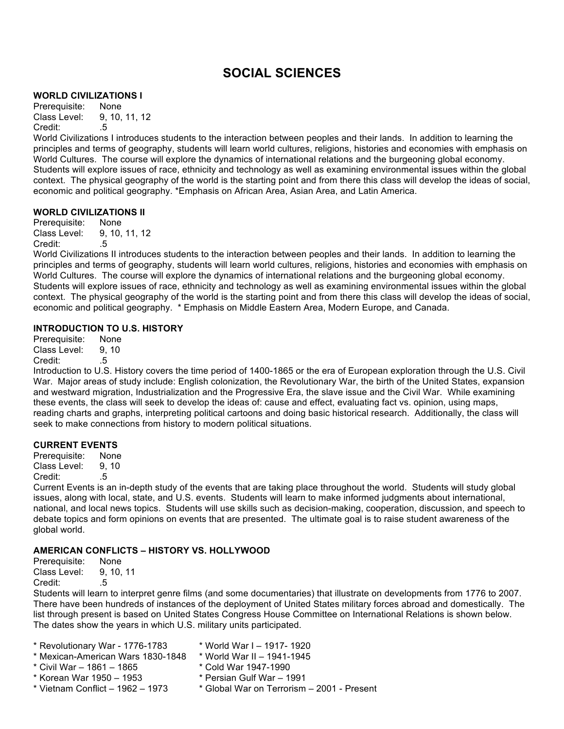# SOCIAL SCIENCES

### WORLD CIVILIZATIONS I

Prerequisite: None
Class Level: 9, 10, 11, 12
Credit: .5

World Civilizations I introduces students to the interaction between peoples and their lands. In addition to learning the principles and terms of geography, students will learn world cultures, religions, histories and economies with emphasis on World Cultures. The course will explore the dynamics of international relations and the burgeoning global economy. Students will explore issues of race, ethnicity and technology as well as examining environmental issues within the global context. The physical geography of the world is the starting point and from there this class will develop the ideas of social, economic and political geography. *Emphasis on African Area, Asian Area, and Latin America.

### WORLD CIVILIZATIONS II

Prerequisite: None
Class Level: 9, 10, 11, 12
Credit: .5

World Civilizations II introduces students to the interaction between peoples and their lands. In addition to learning the principles and terms of geography, students will learn world cultures, religions, histories and economies with emphasis on World Cultures. The course will explore the dynamics of international relations and the burgeoning global economy. Students will explore issues of race, ethnicity and technology as well as examining environmental issues within the global context. The physical geography of the world is the starting point and from there this class will develop the ideas of social, economic and political geography. * Emphasis on Middle Eastern Area, Modern Europe, and Canada.

### INTRODUCTION TO U.S. HISTORY

Prerequisite: None
Class Level: 9, 10
Credit: .5

Introduction to U.S. History covers the time period of 1400-1865 or the era of European exploration through the U.S. Civil War. Major areas of study include: English colonization, the Revolutionary War, the birth of the United States, expansion and westward migration, Industrialization and the Progressive Era, the slave issue and the Civil War. While examining these events, the class will seek to develop the ideas of: cause and effect, evaluating fact vs. opinion, using maps, reading charts and graphs, interpreting political cartoons and doing basic historical research. Additionally, the class will seek to make connections from history to modern political situations.

### CURRENT EVENTS

Prerequisite: None
Class Level: 9, 10
Credit: .5

Current Events is an in-depth study of the events that are taking place throughout the world. Students will study global issues, along with local, state, and U.S. events. Students will learn to make informed judgments about international, national, and local news topics. Students will use skills such as decision-making, cooperation, discussion, and speech to debate topics and form opinions on events that are presented. The ultimate goal is to raise student awareness of the global world.

### AMERICAN CONFLICTS – HISTORY VS. HOLLYWOOD

Prerequisite: None
Class Level: 9, 10, 11
Credit: .5

Students will learn to interpret genre films (and some documentaries) that illustrate on developments from 1776 to 2007. There have been hundreds of instances of the deployment of United States military forces abroad and domestically. The list through present is based on United States Congress House Committee on International Relations is shown below. The dates show the years in which U.S. military units participated.

* Revolutionary War - 1776-1783
* Mexican-American Wars 1830-1848
* Civil War – 1861 – 1865
* Korean War 1950 – 1953
* Vietnam Conflict – 1962 – 1973
* World War I – 1917- 1920
* World War II – 1941-1945
* Cold War 1947-1990
* Persian Gulf War – 1991
* Global War on Terrorism – 2001 - Present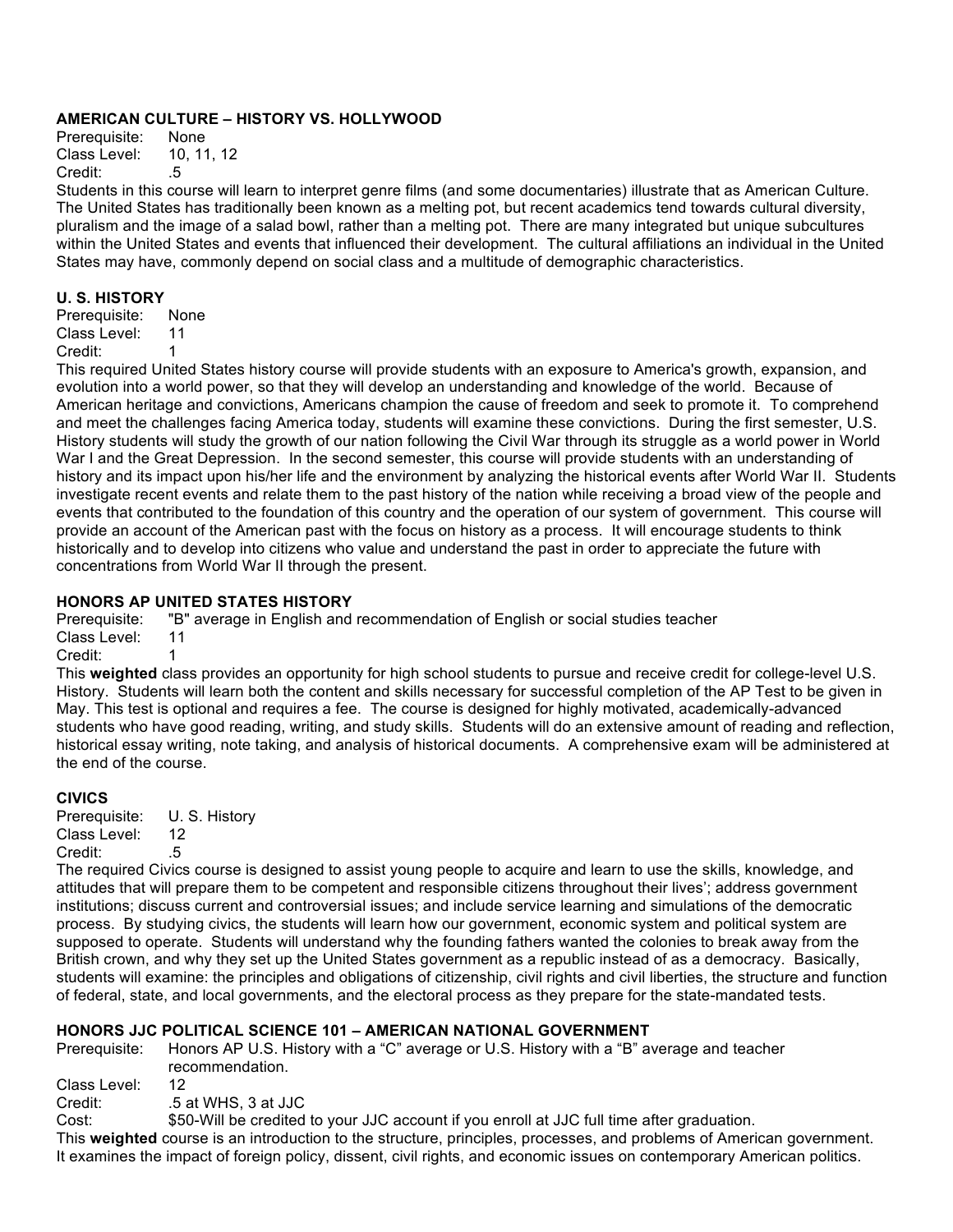**AMERICAN CULTURE – HISTORY VS. HOLLYWOOD**

Prerequisite: None
Class Level: 10, 11, 12
Credit: .5

Students in this course will learn to interpret genre films (and some documentaries) illustrate that as American Culture. The United States has traditionally been known as a melting pot, but recent academics tend towards cultural diversity, pluralism and the image of a salad bowl, rather than a melting pot. There are many integrated but unique subcultures within the United States and events that influenced their development. The cultural affiliations an individual in the United States may have, commonly depend on social class and a multitude of demographic characteristics.

**U. S. HISTORY**

Prerequisite: None
Class Level: 11
Credit: 1

This required United States history course will provide students with an exposure to America's growth, expansion, and evolution into a world power, so that they will develop an understanding and knowledge of the world. Because of American heritage and convictions, Americans champion the cause of freedom and seek to promote it. To comprehend and meet the challenges facing America today, students will examine these convictions. During the first semester, U.S. History students will study the growth of our nation following the Civil War through its struggle as a world power in World War I and the Great Depression. In the second semester, this course will provide students with an understanding of history and its impact upon his/her life and the environment by analyzing the historical events after World War II. Students investigate recent events and relate them to the past history of the nation while receiving a broad view of the people and events that contributed to the foundation of this country and the operation of our system of government. This course will provide an account of the American past with the focus on history as a process. It will encourage students to think historically and to develop into citizens who value and understand the past in order to appreciate the future with concentrations from World War II through the present.

**HONORS AP UNITED STATES HISTORY**

Prerequisite: "B" average in English and recommendation of English or social studies teacher
Class Level: 11
Credit: 1

This **weighted** class provides an opportunity for high school students to pursue and receive credit for college-level U.S. History. Students will learn both the content and skills necessary for successful completion of the AP Test to be given in May. This test is optional and requires a fee. The course is designed for highly motivated, academically-advanced students who have good reading, writing, and study skills. Students will do an extensive amount of reading and reflection, historical essay writing, note taking, and analysis of historical documents. A comprehensive exam will be administered at the end of the course.

**CIVICS**

Prerequisite: U. S. History
Class Level: 12
Credit: .5

The required Civics course is designed to assist young people to acquire and learn to use the skills, knowledge, and attitudes that will prepare them to be competent and responsible citizens throughout their lives'; address government institutions; discuss current and controversial issues; and include service learning and simulations of the democratic process. By studying civics, the students will learn how our government, economic system and political system are supposed to operate. Students will understand why the founding fathers wanted the colonies to break away from the British crown, and why they set up the United States government as a republic instead of as a democracy. Basically, students will examine: the principles and obligations of citizenship, civil rights and civil liberties, the structure and function of federal, state, and local governments, and the electoral process as they prepare for the state-mandated tests.

**HONORS JJC POLITICAL SCIENCE 101 – AMERICAN NATIONAL GOVERNMENT**

Prerequisite: Honors AP U.S. History with a "C" average or U.S. History with a "B" average and teacher recommendation.
Class Level: 12
Credit: .5 at WHS, 3 at JJC
Cost: $50-Will be credited to your JJC account if you enroll at JJC full time after graduation.

This **weighted** course is an introduction to the structure, principles, processes, and problems of American government. It examines the impact of foreign policy, dissent, civil rights, and economic issues on contemporary American politics.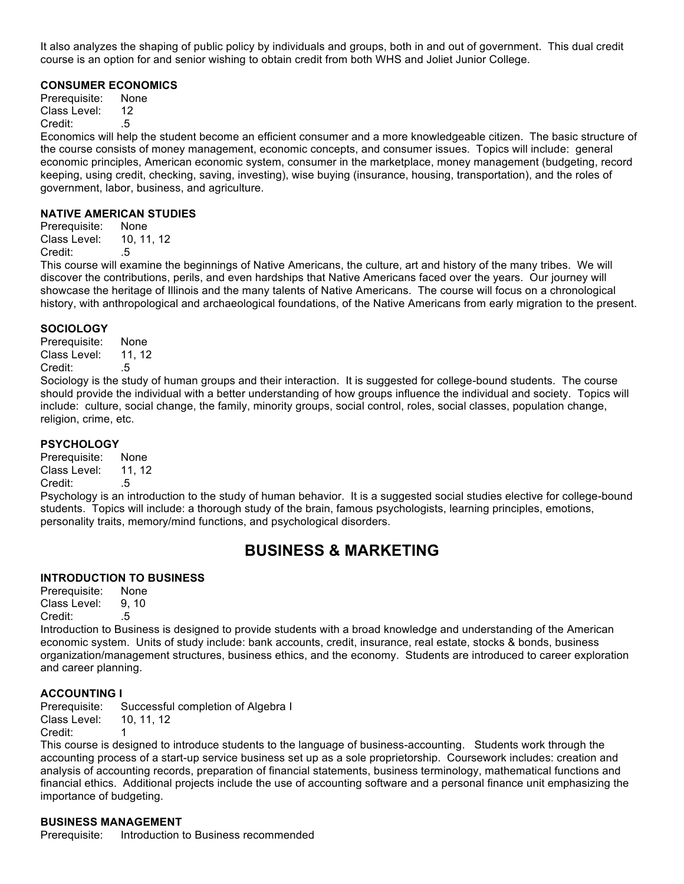It also analyzes the shaping of public policy by individuals and groups, both in and out of government. This dual credit course is an option for and senior wishing to obtain credit from both WHS and Joliet Junior College.

### CONSUMER ECONOMICS

Prerequisite: None
Class Level: 12
Credit: .5

Economics will help the student become an efficient consumer and a more knowledgeable citizen. The basic structure of the course consists of money management, economic concepts, and consumer issues. Topics will include: general economic principles, American economic system, consumer in the marketplace, money management (budgeting, record keeping, using credit, checking, saving, investing), wise buying (insurance, housing, transportation), and the roles of government, labor, business, and agriculture.

### NATIVE AMERICAN STUDIES

Prerequisite: None
Class Level: 10, 11, 12
Credit: .5

This course will examine the beginnings of Native Americans, the culture, art and history of the many tribes. We will discover the contributions, perils, and even hardships that Native Americans faced over the years. Our journey will showcase the heritage of Illinois and the many talents of Native Americans. The course will focus on a chronological history, with anthropological and archaeological foundations, of the Native Americans from early migration to the present.

### SOCIOLOGY

Prerequisite: None
Class Level: 11, 12
Credit: .5

Sociology is the study of human groups and their interaction. It is suggested for college-bound students. The course should provide the individual with a better understanding of how groups influence the individual and society. Topics will include: culture, social change, the family, minority groups, social control, roles, social classes, population change, religion, crime, etc.

### PSYCHOLOGY

Prerequisite: None
Class Level: 11, 12
Credit: .5

Psychology is an introduction to the study of human behavior. It is a suggested social studies elective for college-bound students. Topics will include: a thorough study of the brain, famous psychologists, learning principles, emotions, personality traits, memory/mind functions, and psychological disorders.

## BUSINESS & MARKETING

### INTRODUCTION TO BUSINESS

Prerequisite: None
Class Level: 9, 10
Credit: .5

Introduction to Business is designed to provide students with a broad knowledge and understanding of the American economic system. Units of study include: bank accounts, credit, insurance, real estate, stocks & bonds, business organization/management structures, business ethics, and the economy. Students are introduced to career exploration and career planning.

### ACCOUNTING I

Prerequisite: Successful completion of Algebra I
Class Level: 10, 11, 12
Credit: 1

This course is designed to introduce students to the language of business-accounting. Students work through the accounting process of a start-up service business set up as a sole proprietorship. Coursework includes: creation and analysis of accounting records, preparation of financial statements, business terminology, mathematical functions and financial ethics. Additional projects include the use of accounting software and a personal finance unit emphasizing the importance of budgeting.

### BUSINESS MANAGEMENT

Prerequisite: Introduction to Business recommended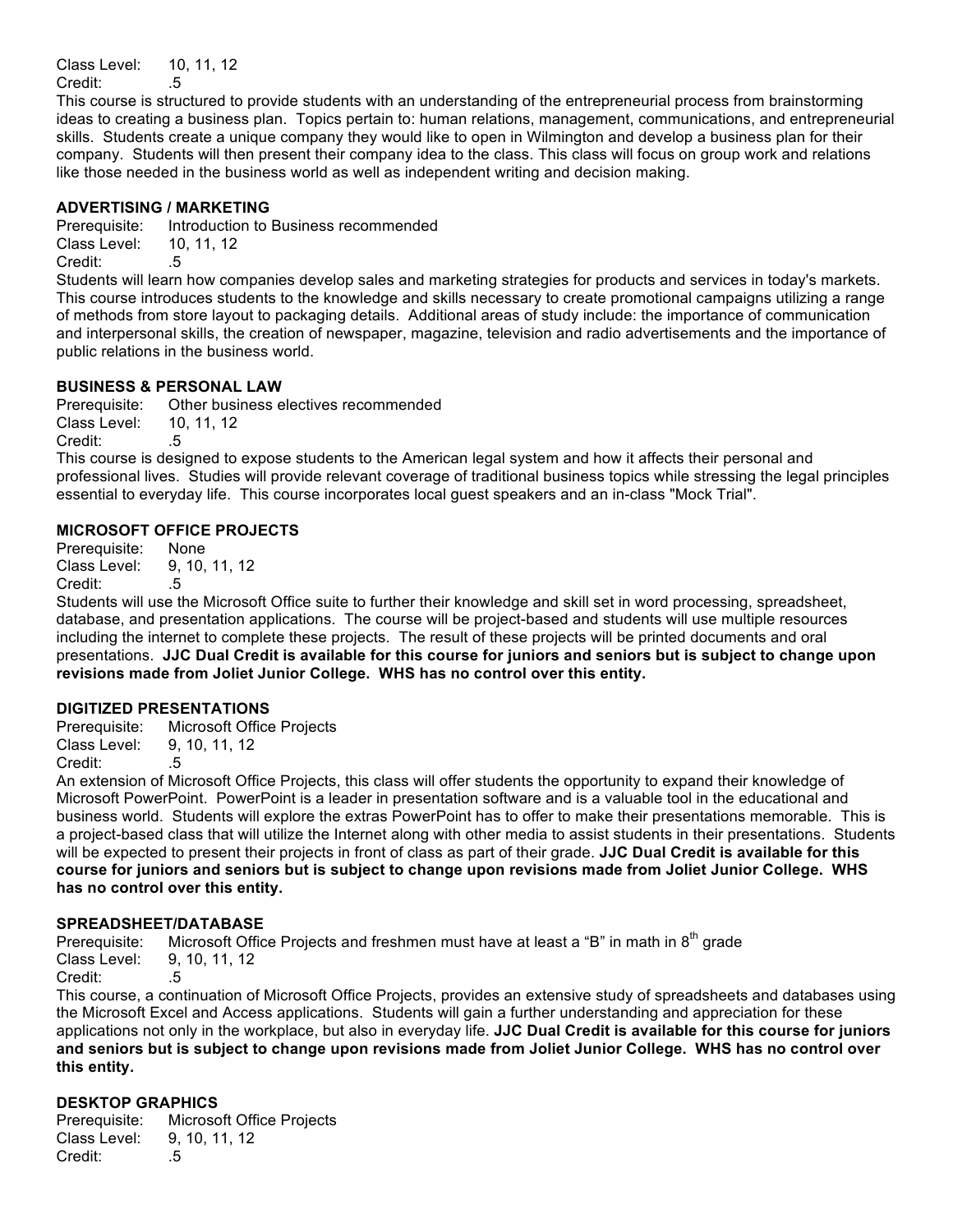Class Level: 10, 11, 12
Credit: .5

This course is structured to provide students with an understanding of the entrepreneurial process from brainstorming ideas to creating a business plan. Topics pertain to: human relations, management, communications, and entrepreneurial skills. Students create a unique company they would like to open in Wilmington and develop a business plan for their company. Students will then present their company idea to the class. This class will focus on group work and relations like those needed in the business world as well as independent writing and decision making.

### ADVERTISING / MARKETING

Prerequisite: Introduction to Business recommended
Class Level: 10, 11, 12
Credit: .5

Students will learn how companies develop sales and marketing strategies for products and services in today's markets. This course introduces students to the knowledge and skills necessary to create promotional campaigns utilizing a range of methods from store layout to packaging details. Additional areas of study include: the importance of communication and interpersonal skills, the creation of newspaper, magazine, television and radio advertisements and the importance of public relations in the business world.

### BUSINESS & PERSONAL LAW

Prerequisite: Other business electives recommended
Class Level: 10, 11, 12
Credit: .5

This course is designed to expose students to the American legal system and how it affects their personal and professional lives. Studies will provide relevant coverage of traditional business topics while stressing the legal principles essential to everyday life. This course incorporates local guest speakers and an in-class "Mock Trial".

### MICROSOFT OFFICE PROJECTS

Prerequisite: None
Class Level: 9, 10, 11, 12
Credit: .5

Students will use the Microsoft Office suite to further their knowledge and skill set in word processing, spreadsheet, database, and presentation applications. The course will be project-based and students will use multiple resources including the internet to complete these projects. The result of these projects will be printed documents and oral presentations. **JJC Dual Credit is available for this course for juniors and seniors but is subject to change upon revisions made from Joliet Junior College. WHS has no control over this entity.**

### DIGITIZED PRESENTATIONS

Prerequisite: Microsoft Office Projects
Class Level: 9, 10, 11, 12
Credit: .5

An extension of Microsoft Office Projects, this class will offer students the opportunity to expand their knowledge of Microsoft PowerPoint. PowerPoint is a leader in presentation software and is a valuable tool in the educational and business world. Students will explore the extras PowerPoint has to offer to make their presentations memorable. This is a project-based class that will utilize the Internet along with other media to assist students in their presentations. Students will be expected to present their projects in front of class as part of their grade. **JJC Dual Credit is available for this course for juniors and seniors but is subject to change upon revisions made from Joliet Junior College. WHS has no control over this entity.**

### SPREADSHEET/DATABASE

Prerequisite: Microsoft Office Projects and freshmen must have at least a "B" in math in 8th grade
Class Level: 9, 10, 11, 12
Credit: .5

This course, a continuation of Microsoft Office Projects, provides an extensive study of spreadsheets and databases using the Microsoft Excel and Access applications. Students will gain a further understanding and appreciation for these applications not only in the workplace, but also in everyday life. **JJC Dual Credit is available for this course for juniors and seniors but is subject to change upon revisions made from Joliet Junior College. WHS has no control over this entity.**

### DESKTOP GRAPHICS

Prerequisite: Microsoft Office Projects
Class Level: 9, 10, 11, 12
Credit: .5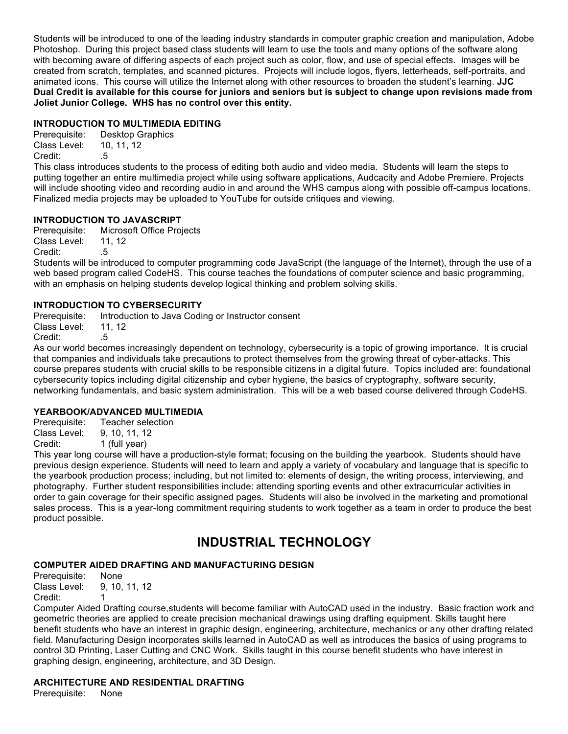Students will be introduced to one of the leading industry standards in computer graphic creation and manipulation, Adobe Photoshop. During this project based class students will learn to use the tools and many options of the software along with becoming aware of differing aspects of each project such as color, flow, and use of special effects. Images will be created from scratch, templates, and scanned pictures. Projects will include logos, flyers, letterheads, self-portraits, and animated icons. This course will utilize the Internet along with other resources to broaden the student's learning. **JJC Dual Credit is available for this course for juniors and seniors but is subject to change upon revisions made from Joliet Junior College. WHS has no control over this entity.**

### INTRODUCTION TO MULTIMEDIA EDITING

Prerequisite: Desktop Graphics
Class Level: 10, 11, 12
Credit: .5

This class introduces students to the process of editing both audio and video media. Students will learn the steps to putting together an entire multimedia project while using software applications, Audcacity and Adobe Premiere. Projects will include shooting video and recording audio in and around the WHS campus along with possible off-campus locations. Finalized media projects may be uploaded to YouTube for outside critiques and viewing.

### INTRODUCTION TO JAVASCRIPT

Prerequisite: Microsoft Office Projects
Class Level: 11, 12
Credit: .5

Students will be introduced to computer programming code JavaScript (the language of the Internet), through the use of a web based program called CodeHS. This course teaches the foundations of computer science and basic programming, with an emphasis on helping students develop logical thinking and problem solving skills.

### INTRODUCTION TO CYBERSECURITY

Prerequisite: Introduction to Java Coding or Instructor consent
Class Level: 11, 12
Credit: .5

As our world becomes increasingly dependent on technology, cybersecurity is a topic of growing importance. It is crucial that companies and individuals take precautions to protect themselves from the growing threat of cyber-attacks. This course prepares students with crucial skills to be responsible citizens in a digital future. Topics included are: foundational cybersecurity topics including digital citizenship and cyber hygiene, the basics of cryptography, software security, networking fundamentals, and basic system administration. This will be a web based course delivered through CodeHS.

### YEARBOOK/ADVANCED MULTIMEDIA

Prerequisite: Teacher selection
Class Level: 9, 10, 11, 12
Credit: 1 (full year)

This year long course will have a production-style format; focusing on the building the yearbook. Students should have previous design experience. Students will need to learn and apply a variety of vocabulary and language that is specific to the yearbook production process; including, but not limited to: elements of design, the writing process, interviewing, and photography. Further student responsibilities include: attending sporting events and other extracurricular activities in order to gain coverage for their specific assigned pages. Students will also be involved in the marketing and promotional sales process. This is a year-long commitment requiring students to work together as a team in order to produce the best product possible.

## INDUSTRIAL TECHNOLOGY

### COMPUTER AIDED DRAFTING AND MANUFACTURING DESIGN

Prerequisite: None
Class Level: 9, 10, 11, 12
Credit: 1

Computer Aided Drafting course,students will become familiar with AutoCAD used in the industry. Basic fraction work and geometric theories are applied to create precision mechanical drawings using drafting equipment. Skills taught here benefit students who have an interest in graphic design, engineering, architecture, mechanics or any other drafting related field. Manufacturing Design incorporates skills learned in AutoCAD as well as introduces the basics of using programs to control 3D Printing, Laser Cutting and CNC Work. Skills taught in this course benefit students who have interest in graphing design, engineering, architecture, and 3D Design.

### ARCHITECTURE AND RESIDENTIAL DRAFTING

Prerequisite: None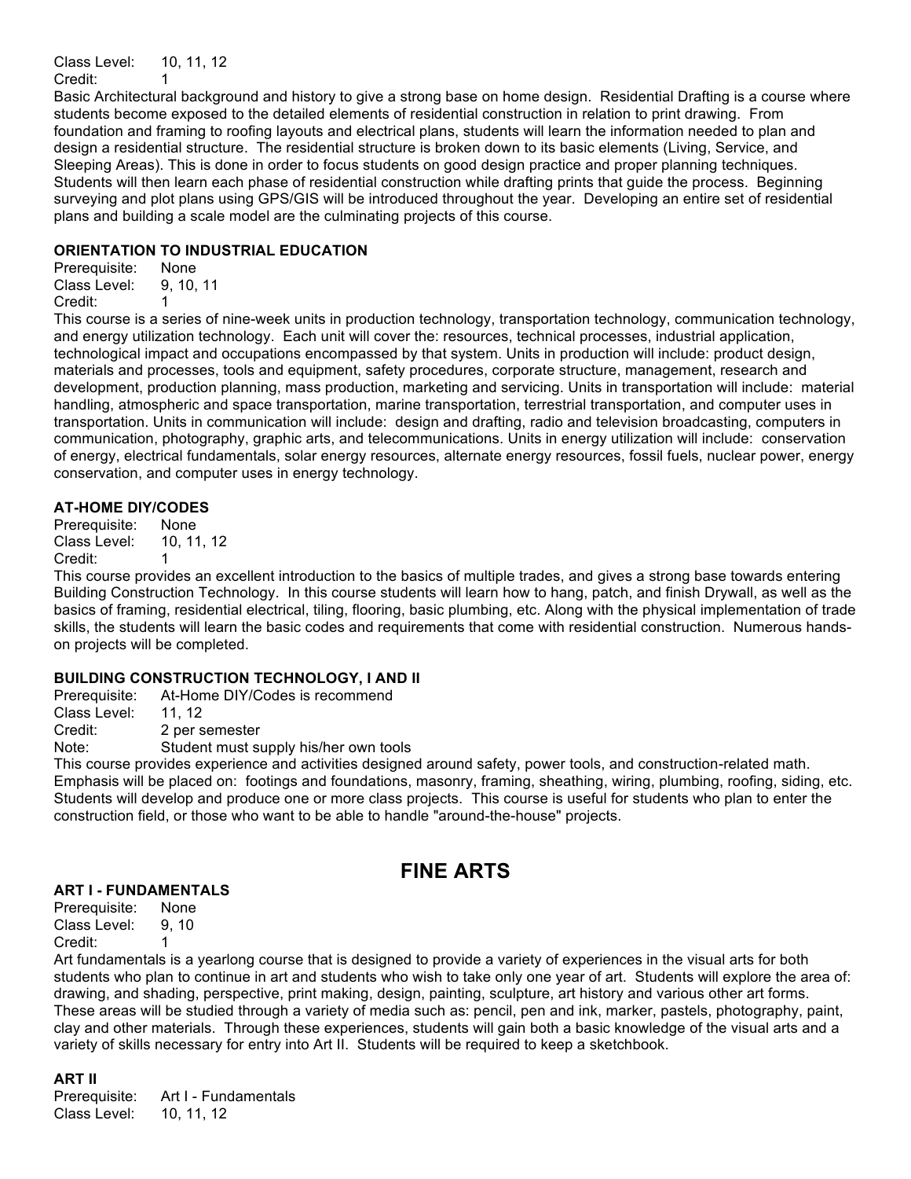Class Level: 10, 11, 12
Credit: 1

Basic Architectural background and history to give a strong base on home design. Residential Drafting is a course where students become exposed to the detailed elements of residential construction in relation to print drawing. From foundation and framing to roofing layouts and electrical plans, students will learn the information needed to plan and design a residential structure. The residential structure is broken down to its basic elements (Living, Service, and Sleeping Areas). This is done in order to focus students on good design practice and proper planning techniques. Students will then learn each phase of residential construction while drafting prints that guide the process. Beginning surveying and plot plans using GPS/GIS will be introduced throughout the year. Developing an entire set of residential plans and building a scale model are the culminating projects of this course.

### ORIENTATION TO INDUSTRIAL EDUCATION

Prerequisite: None
Class Level: 9, 10, 11
Credit: 1

This course is a series of nine-week units in production technology, transportation technology, communication technology, and energy utilization technology. Each unit will cover the: resources, technical processes, industrial application, technological impact and occupations encompassed by that system. Units in production will include: product design, materials and processes, tools and equipment, safety procedures, corporate structure, management, research and development, production planning, mass production, marketing and servicing. Units in transportation will include: material handling, atmospheric and space transportation, marine transportation, terrestrial transportation, and computer uses in transportation. Units in communication will include: design and drafting, radio and television broadcasting, computers in communication, photography, graphic arts, and telecommunications. Units in energy utilization will include: conservation of energy, electrical fundamentals, solar energy resources, alternate energy resources, fossil fuels, nuclear power, energy conservation, and computer uses in energy technology.

### AT-HOME DIY/CODES

Prerequisite: None
Class Level: 10, 11, 12
Credit: 1

This course provides an excellent introduction to the basics of multiple trades, and gives a strong base towards entering Building Construction Technology. In this course students will learn how to hang, patch, and finish Drywall, as well as the basics of framing, residential electrical, tiling, flooring, basic plumbing, etc. Along with the physical implementation of trade skills, the students will learn the basic codes and requirements that come with residential construction. Numerous hands-on projects will be completed.

### BUILDING CONSTRUCTION TECHNOLOGY, I AND II

Prerequisite: At-Home DIY/Codes is recommend
Class Level: 11, 12
Credit: 2 per semester
Note: Student must supply his/her own tools

This course provides experience and activities designed around safety, power tools, and construction-related math. Emphasis will be placed on: footings and foundations, masonry, framing, sheathing, wiring, plumbing, roofing, siding, etc. Students will develop and produce one or more class projects. This course is useful for students who plan to enter the construction field, or those who want to be able to handle "around-the-house" projects.

## FINE ARTS

### ART I - FUNDAMENTALS

Prerequisite: None
Class Level: 9, 10
Credit: 1

Art fundamentals is a yearlong course that is designed to provide a variety of experiences in the visual arts for both students who plan to continue in art and students who wish to take only one year of art. Students will explore the area of: drawing, and shading, perspective, print making, design, painting, sculpture, art history and various other art forms. These areas will be studied through a variety of media such as: pencil, pen and ink, marker, pastels, photography, paint, clay and other materials. Through these experiences, students will gain both a basic knowledge of the visual arts and a variety of skills necessary for entry into Art II. Students will be required to keep a sketchbook.

### ART II

Prerequisite: Art I - Fundamentals
Class Level: 10, 11, 12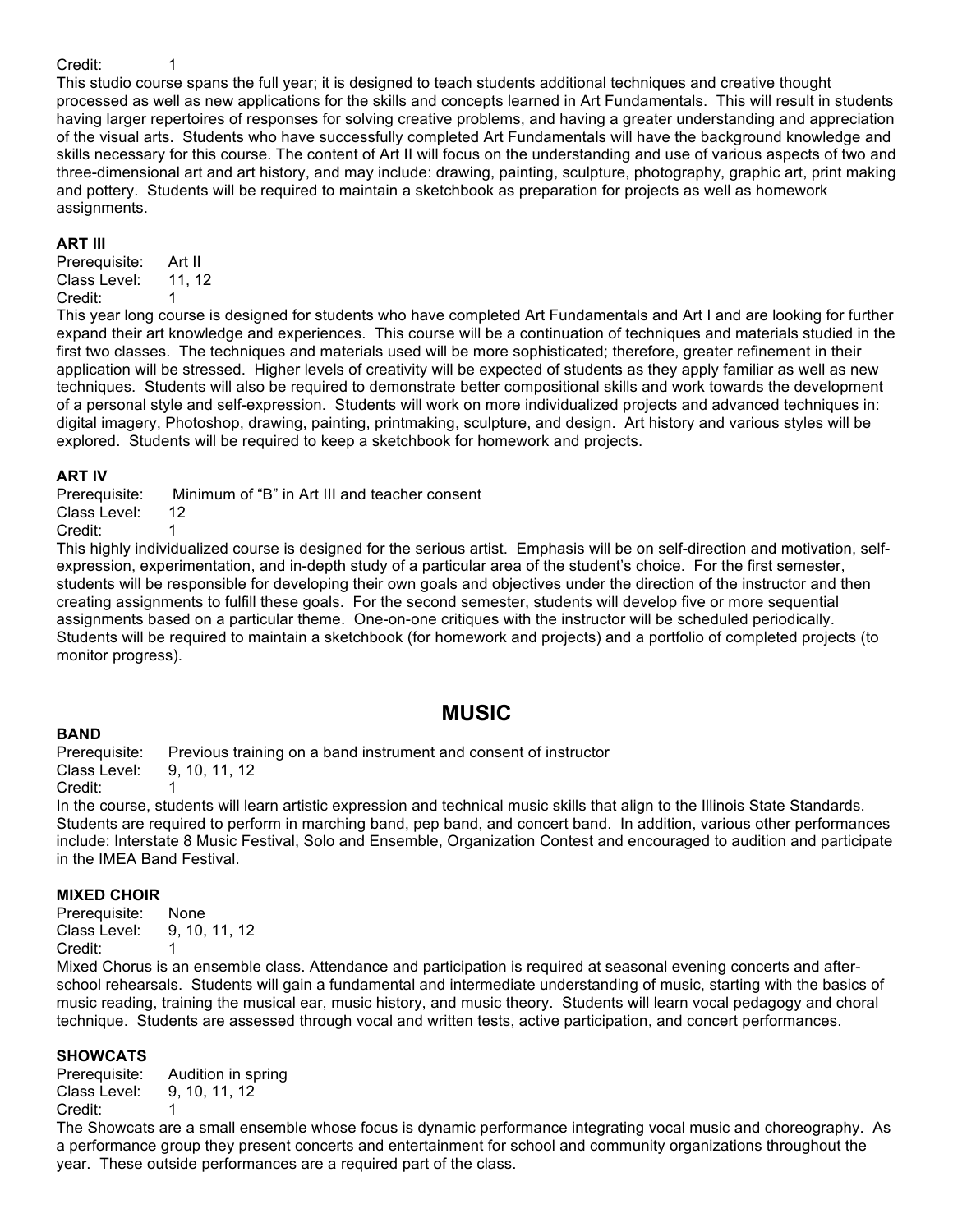Credit: 1

This studio course spans the full year; it is designed to teach students additional techniques and creative thought processed as well as new applications for the skills and concepts learned in Art Fundamentals. This will result in students having larger repertoires of responses for solving creative problems, and having a greater understanding and appreciation of the visual arts. Students who have successfully completed Art Fundamentals will have the background knowledge and skills necessary for this course. The content of Art II will focus on the understanding and use of various aspects of two and three-dimensional art and art history, and may include: drawing, painting, sculpture, photography, graphic art, print making and pottery. Students will be required to maintain a sketchbook as preparation for projects as well as homework assignments.

### ART III

Prerequisite: Art II
Class Level: 11, 12
Credit: 1

This year long course is designed for students who have completed Art Fundamentals and Art I and are looking for further expand their art knowledge and experiences. This course will be a continuation of techniques and materials studied in the first two classes. The techniques and materials used will be more sophisticated; therefore, greater refinement in their application will be stressed. Higher levels of creativity will be expected of students as they apply familiar as well as new techniques. Students will also be required to demonstrate better compositional skills and work towards the development of a personal style and self-expression. Students will work on more individualized projects and advanced techniques in: digital imagery, Photoshop, drawing, painting, printmaking, sculpture, and design. Art history and various styles will be explored. Students will be required to keep a sketchbook for homework and projects.

### ART IV

Prerequisite: Minimum of "B" in Art III and teacher consent
Class Level: 12
Credit: 1

This highly individualized course is designed for the serious artist. Emphasis will be on self-direction and motivation, self-expression, experimentation, and in-depth study of a particular area of the student's choice. For the first semester, students will be responsible for developing their own goals and objectives under the direction of the instructor and then creating assignments to fulfill these goals. For the second semester, students will develop five or more sequential assignments based on a particular theme. One-on-one critiques with the instructor will be scheduled periodically. Students will be required to maintain a sketchbook (for homework and projects) and a portfolio of completed projects (to monitor progress).

## MUSIC

### BAND

Prerequisite: Previous training on a band instrument and consent of instructor
Class Level: 9, 10, 11, 12
Credit: 1

In the course, students will learn artistic expression and technical music skills that align to the Illinois State Standards. Students are required to perform in marching band, pep band, and concert band. In addition, various other performances include: Interstate 8 Music Festival, Solo and Ensemble, Organization Contest and encouraged to audition and participate in the IMEA Band Festival.

### MIXED CHOIR

Prerequisite: None
Class Level: 9, 10, 11, 12
Credit: 1

Mixed Chorus is an ensemble class. Attendance and participation is required at seasonal evening concerts and after-school rehearsals. Students will gain a fundamental and intermediate understanding of music, starting with the basics of music reading, training the musical ear, music history, and music theory. Students will learn vocal pedagogy and choral technique. Students are assessed through vocal and written tests, active participation, and concert performances.

### SHOWCATS

Prerequisite: Audition in spring
Class Level: 9, 10, 11, 12
Credit: 1

The Showcats are a small ensemble whose focus is dynamic performance integrating vocal music and choreography. As a performance group they present concerts and entertainment for school and community organizations throughout the year. These outside performances are a required part of the class.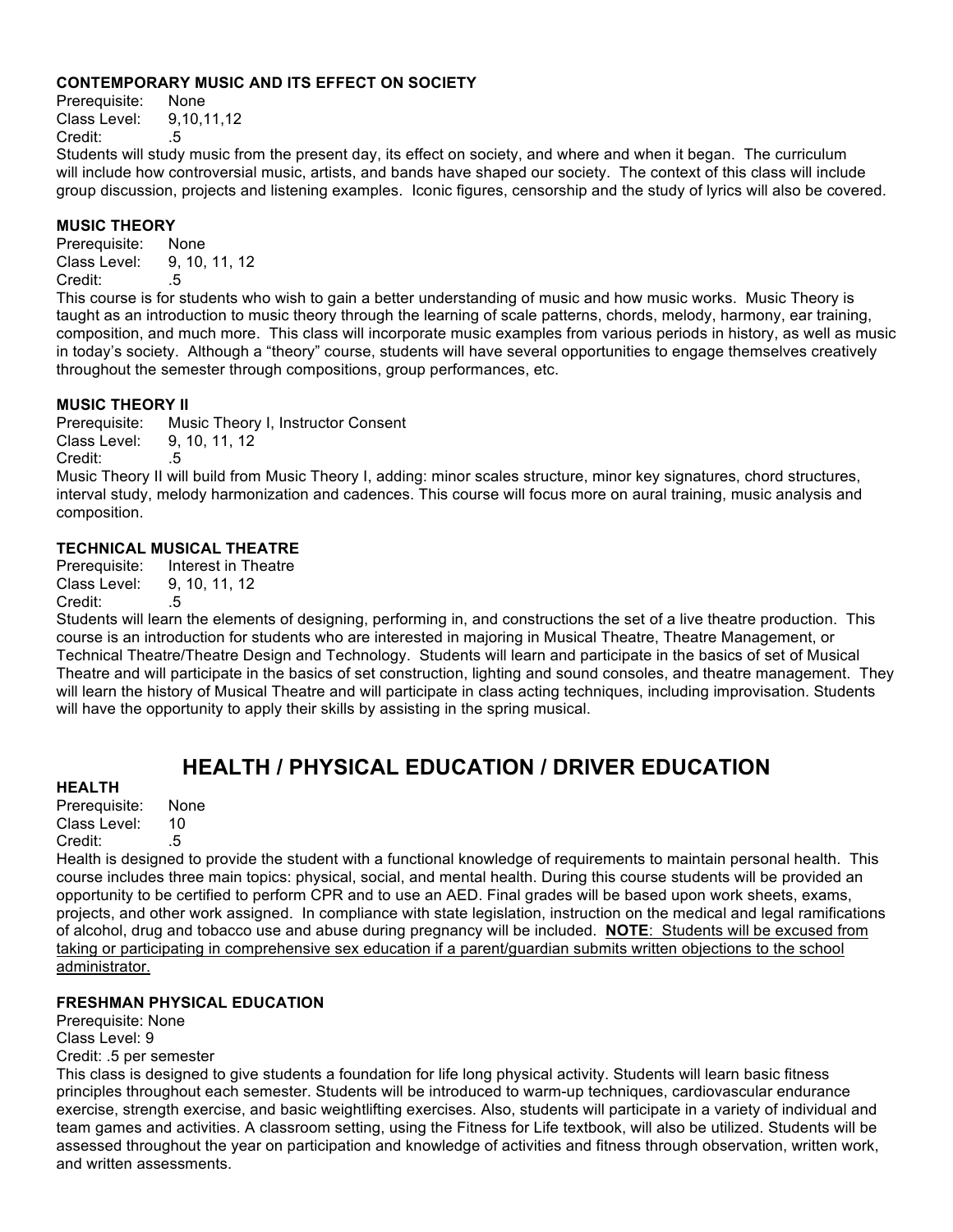### CONTEMPORARY MUSIC AND ITS EFFECT ON SOCIETY

Prerequisite: None
Class Level: 9,10,11,12
Credit: .5

Students will study music from the present day, its effect on society, and where and when it began. The curriculum will include how controversial music, artists, and bands have shaped our society. The context of this class will include group discussion, projects and listening examples. Iconic figures, censorship and the study of lyrics will also be covered.

### MUSIC THEORY

Prerequisite: None
Class Level: 9, 10, 11, 12
Credit: .5

This course is for students who wish to gain a better understanding of music and how music works. Music Theory is taught as an introduction to music theory through the learning of scale patterns, chords, melody, harmony, ear training, composition, and much more. This class will incorporate music examples from various periods in history, as well as music in today's society. Although a "theory" course, students will have several opportunities to engage themselves creatively throughout the semester through compositions, group performances, etc.

### MUSIC THEORY II

Prerequisite: Music Theory I, Instructor Consent
Class Level: 9, 10, 11, 12
Credit: .5

Music Theory II will build from Music Theory I, adding: minor scales structure, minor key signatures, chord structures, interval study, melody harmonization and cadences. This course will focus more on aural training, music analysis and composition.

### TECHNICAL MUSICAL THEATRE

Prerequisite: Interest in Theatre
Class Level: 9, 10, 11, 12
Credit: .5

Students will learn the elements of designing, performing in, and constructions the set of a live theatre production. This course is an introduction for students who are interested in majoring in Musical Theatre, Theatre Management, or Technical Theatre/Theatre Design and Technology. Students will learn and participate in the basics of set of Musical Theatre and will participate in the basics of set construction, lighting and sound consoles, and theatre management. They will learn the history of Musical Theatre and will participate in class acting techniques, including improvisation. Students will have the opportunity to apply their skills by assisting in the spring musical.

## HEALTH / PHYSICAL EDUCATION / DRIVER EDUCATION

### HEALTH

Prerequisite: None
Class Level: 10
Credit: .5

Health is designed to provide the student with a functional knowledge of requirements to maintain personal health. This course includes three main topics: physical, social, and mental health. During this course students will be provided an opportunity to be certified to perform CPR and to use an AED. Final grades will be based upon work sheets, exams, projects, and other work assigned. In compliance with state legislation, instruction on the medical and legal ramifications of alcohol, drug and tobacco use and abuse during pregnancy will be included. **NOTE**: Students will be excused from taking or participating in comprehensive sex education if a parent/guardian submits written objections to the school administrator.

### FRESHMAN PHYSICAL EDUCATION

Prerequisite: None
Class Level: 9
Credit: .5 per semester

This class is designed to give students a foundation for life long physical activity. Students will learn basic fitness principles throughout each semester. Students will be introduced to warm-up techniques, cardiovascular endurance exercise, strength exercise, and basic weightlifting exercises. Also, students will participate in a variety of individual and team games and activities. A classroom setting, using the Fitness for Life textbook, will also be utilized. Students will be assessed throughout the year on participation and knowledge of activities and fitness through observation, written work, and written assessments.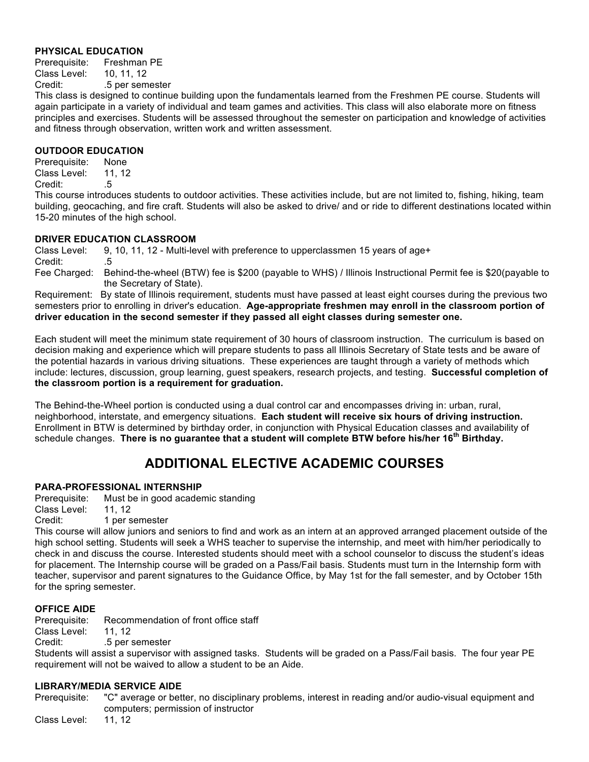### PHYSICAL EDUCATION

Prerequisite: Freshman PE
Class Level: 10, 11, 12
Credit: .5 per semester

This class is designed to continue building upon the fundamentals learned from the Freshmen PE course. Students will again participate in a variety of individual and team games and activities. This class will also elaborate more on fitness principles and exercises. Students will be assessed throughout the semester on participation and knowledge of activities and fitness through observation, written work and written assessment.

### OUTDOOR EDUCATION

Prerequisite: None
Class Level: 11, 12
Credit: .5

This course introduces students to outdoor activities. These activities include, but are not limited to, fishing, hiking, team building, geocaching, and fire craft. Students will also be asked to drive/ and or ride to different destinations located within 15-20 minutes of the high school.

### DRIVER EDUCATION CLASSROOM

Class Level: 9, 10, 11, 12 - Multi-level with preference to upperclassmen 15 years of age+
Credit: .5
Fee Charged: Behind-the-wheel (BTW) fee is $200 (payable to WHS) / Illinois Instructional Permit fee is $20(payable to the Secretary of State).

Requirement: By state of Illinois requirement, students must have passed at least eight courses during the previous two semesters prior to enrolling in driver's education. **Age-appropriate freshmen may enroll in the classroom portion of driver education in the second semester if they passed all eight classes during semester one.**

Each student will meet the minimum state requirement of 30 hours of classroom instruction. The curriculum is based on decision making and experience which will prepare students to pass all Illinois Secretary of State tests and be aware of the potential hazards in various driving situations. These experiences are taught through a variety of methods which include: lectures, discussion, group learning, guest speakers, research projects, and testing. **Successful completion of the classroom portion is a requirement for graduation.**

The Behind-the-Wheel portion is conducted using a dual control car and encompasses driving in: urban, rural, neighborhood, interstate, and emergency situations. **Each student will receive six hours of driving instruction.** Enrollment in BTW is determined by birthday order, in conjunction with Physical Education classes and availability of schedule changes. **There is no guarantee that a student will complete BTW before his/her 16th Birthday.**

## ADDITIONAL ELECTIVE ACADEMIC COURSES

### PARA-PROFESSIONAL INTERNSHIP

Prerequisite: Must be in good academic standing
Class Level: 11, 12
Credit: 1 per semester

This course will allow juniors and seniors to find and work as an intern at an approved arranged placement outside of the high school setting. Students will seek a WHS teacher to supervise the internship, and meet with him/her periodically to check in and discuss the course. Interested students should meet with a school counselor to discuss the student's ideas for placement. The Internship course will be graded on a Pass/Fail basis. Students must turn in the Internship form with teacher, supervisor and parent signatures to the Guidance Office, by May 1st for the fall semester, and by October 15th for the spring semester.

### OFFICE AIDE

Prerequisite: Recommendation of front office staff
Class Level: 11, 12
Credit: .5 per semester

Students will assist a supervisor with assigned tasks. Students will be graded on a Pass/Fail basis. The four year PE requirement will not be waived to allow a student to be an Aide.

### LIBRARY/MEDIA SERVICE AIDE

Prerequisite: "C" average or better, no disciplinary problems, interest in reading and/or audio-visual equipment and computers; permission of instructor
Class Level: 11, 12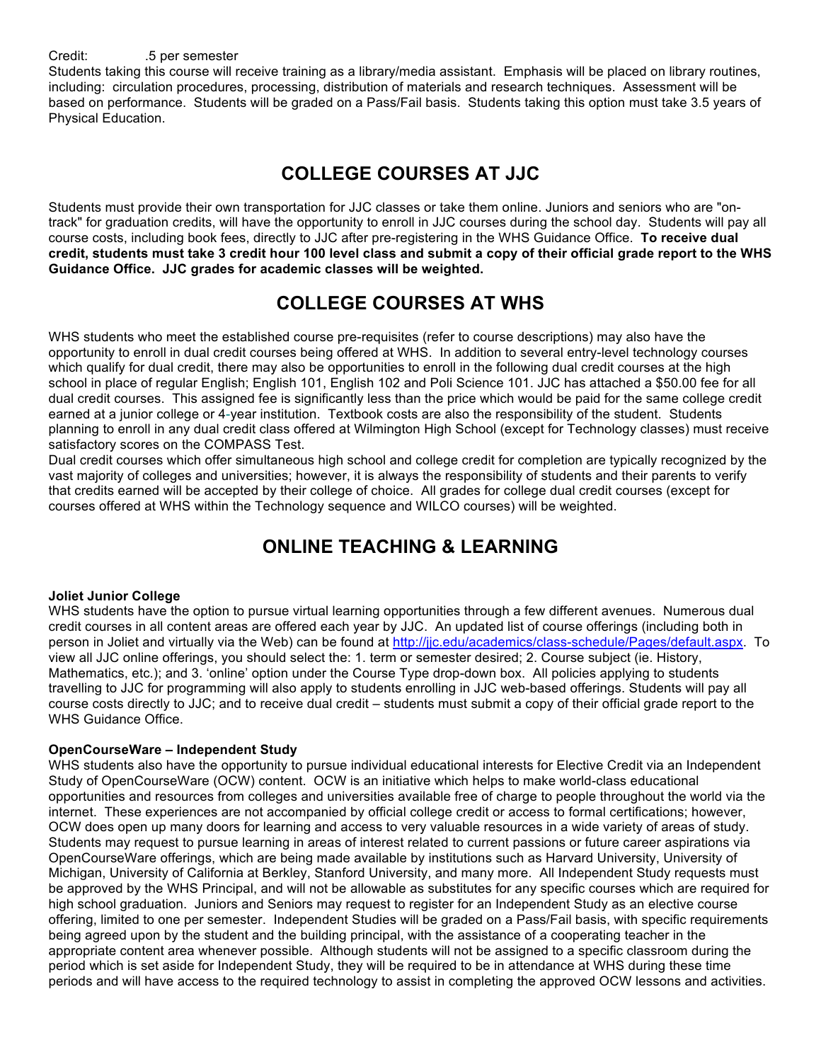Credit: .5 per semester

Students taking this course will receive training as a library/media assistant. Emphasis will be placed on library routines, including: circulation procedures, processing, distribution of materials and research techniques. Assessment will be based on performance. Students will be graded on a Pass/Fail basis. Students taking this option must take 3.5 years of Physical Education.

# COLLEGE COURSES AT JJC

Students must provide their own transportation for JJC classes or take them online. Juniors and seniors who are "on-track" for graduation credits, will have the opportunity to enroll in JJC courses during the school day. Students will pay all course costs, including book fees, directly to JJC after pre-registering in the WHS Guidance Office. **To receive dual credit, students must take 3 credit hour 100 level class and submit a copy of their official grade report to the WHS Guidance Office. JJC grades for academic classes will be weighted.**

# COLLEGE COURSES AT WHS

WHS students who meet the established course pre-requisites (refer to course descriptions) may also have the opportunity to enroll in dual credit courses being offered at WHS. In addition to several entry-level technology courses which qualify for dual credit, there may also be opportunities to enroll in the following dual credit courses at the high school in place of regular English; English 101, English 102 and Poli Science 101. JJC has attached a $50.00 fee for all dual credit courses. This assigned fee is significantly less than the price which would be paid for the same college credit earned at a junior college or 4-year institution. Textbook costs are also the responsibility of the student. Students planning to enroll in any dual credit class offered at Wilmington High School (except for Technology classes) must receive satisfactory scores on the COMPASS Test.

Dual credit courses which offer simultaneous high school and college credit for completion are typically recognized by the vast majority of colleges and universities; however, it is always the responsibility of students and their parents to verify that credits earned will be accepted by their college of choice. All grades for college dual credit courses (except for courses offered at WHS within the Technology sequence and WILCO courses) will be weighted.

# ONLINE TEACHING & LEARNING

**Joliet Junior College**

WHS students have the option to pursue virtual learning opportunities through a few different avenues. Numerous dual credit courses in all content areas are offered each year by JJC. An updated list of course offerings (including both in person in Joliet and virtually via the Web) can be found at [http://jjc.edu/academics/class-schedule/Pages/default.aspx](http://jjc.edu/academics/class-schedule/Pages/default.aspx). To view all JJC online offerings, you should select the: 1. term or semester desired; 2. Course subject (ie. History, Mathematics, etc.); and 3. 'online' option under the Course Type drop-down box. All policies applying to students travelling to JJC for programming will also apply to students enrolling in JJC web-based offerings. Students will pay all course costs directly to JJC; and to receive dual credit – students must submit a copy of their official grade report to the WHS Guidance Office.

**OpenCourseWare – Independent Study**

WHS students also have the opportunity to pursue individual educational interests for Elective Credit via an Independent Study of OpenCourseWare (OCW) content. OCW is an initiative which helps to make world-class educational opportunities and resources from colleges and universities available free of charge to people throughout the world via the internet. These experiences are not accompanied by official college credit or access to formal certifications; however, OCW does open up many doors for learning and access to very valuable resources in a wide variety of areas of study. Students may request to pursue learning in areas of interest related to current passions or future career aspirations via OpenCourseWare offerings, which are being made available by institutions such as Harvard University, University of Michigan, University of California at Berkley, Stanford University, and many more. All Independent Study requests must be approved by the WHS Principal, and will not be allowable as substitutes for any specific courses which are required for high school graduation. Juniors and Seniors may request to register for an Independent Study as an elective course offering, limited to one per semester. Independent Studies will be graded on a Pass/Fail basis, with specific requirements being agreed upon by the student and the building principal, with the assistance of a cooperating teacher in the appropriate content area whenever possible. Although students will not be assigned to a specific classroom during the period which is set aside for Independent Study, they will be required to be in attendance at WHS during these time periods and will have access to the required technology to assist in completing the approved OCW lessons and activities.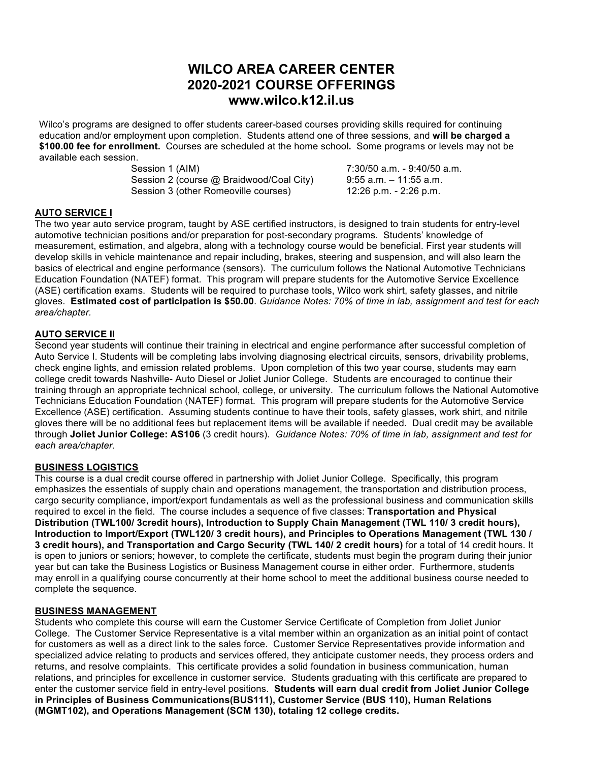# WILCO AREA CAREER CENTER
# 2020-2021 COURSE OFFERINGS
# www.wilco.k12.il.us

Wilco's programs are designed to offer students career-based courses providing skills required for continuing education and/or employment upon completion. Students attend one of three sessions, and **will be charged a $100.00 fee for enrollment.** Courses are scheduled at the home school**.** Some programs or levels may not be available each session.

| | |
|---|---|
| Session 1 (AIM) | 7:30/50 a.m. - 9:40/50 a.m. |
| Session 2 (course @ Braidwood/Coal City) | 9:55 a.m. – 11:55 a.m. |
| Session 3 (other Romeoville courses) | 12:26 p.m. - 2:26 p.m. |

## AUTO SERVICE I

The two year auto service program, taught by ASE certified instructors, is designed to train students for entry-level automotive technician positions and/or preparation for post-secondary programs. Students' knowledge of measurement, estimation, and algebra, along with a technology course would be beneficial. First year students will develop skills in vehicle maintenance and repair including, brakes, steering and suspension, and will also learn the basics of electrical and engine performance (sensors). The curriculum follows the National Automotive Technicians Education Foundation (NATEF) format. This program will prepare students for the Automotive Service Excellence (ASE) certification exams. Students will be required to purchase tools, Wilco work shirt, safety glasses, and nitrile gloves. **Estimated cost of participation is $50.00**. *Guidance Notes: 70% of time in lab, assignment and test for each area/chapter.*

## AUTO SERVICE II

Second year students will continue their training in electrical and engine performance after successful completion of Auto Service I. Students will be completing labs involving diagnosing electrical circuits, sensors, drivability problems, check engine lights, and emission related problems. Upon completion of this two year course, students may earn college credit towards Nashville- Auto Diesel or Joliet Junior College. Students are encouraged to continue their training through an appropriate technical school, college, or university. The curriculum follows the National Automotive Technicians Education Foundation (NATEF) format. This program will prepare students for the Automotive Service Excellence (ASE) certification. Assuming students continue to have their tools, safety glasses, work shirt, and nitrile gloves there will be no additional fees but replacement items will be available if needed. Dual credit may be available through **Joliet Junior College: AS106** (3 credit hours). *Guidance Notes: 70% of time in lab, assignment and test for each area/chapter.*

## BUSINESS LOGISTICS

This course is a dual credit course offered in partnership with Joliet Junior College. Specifically, this program emphasizes the essentials of supply chain and operations management, the transportation and distribution process, cargo security compliance, import/export fundamentals as well as the professional business and communication skills required to excel in the field. The course includes a sequence of five classes: **Transportation and Physical Distribution (TWL100/ 3credit hours), Introduction to Supply Chain Management (TWL 110/ 3 credit hours), Introduction to Import/Export (TWL120/ 3 credit hours), and Principles to Operations Management (TWL 130 / 3 credit hours), and Transportation and Cargo Security (TWL 140/ 2 credit hours)** for a total of 14 credit hours. It is open to juniors or seniors; however, to complete the certificate, students must begin the program during their junior year but can take the Business Logistics or Business Management course in either order. Furthermore, students may enroll in a qualifying course concurrently at their home school to meet the additional business course needed to complete the sequence.

## BUSINESS MANAGEMENT

Students who complete this course will earn the Customer Service Certificate of Completion from Joliet Junior College. The Customer Service Representative is a vital member within an organization as an initial point of contact for customers as well as a direct link to the sales force. Customer Service Representatives provide information and specialized advice relating to products and services offered, they anticipate customer needs, they process orders and returns, and resolve complaints. This certificate provides a solid foundation in business communication, human relations, and principles for excellence in customer service. Students graduating with this certificate are prepared to enter the customer service field in entry-level positions. **Students will earn dual credit from Joliet Junior College in Principles of Business Communications(BUS111), Customer Service (BUS 110), Human Relations (MGMT102), and Operations Management (SCM 130), totaling 12 college credits.**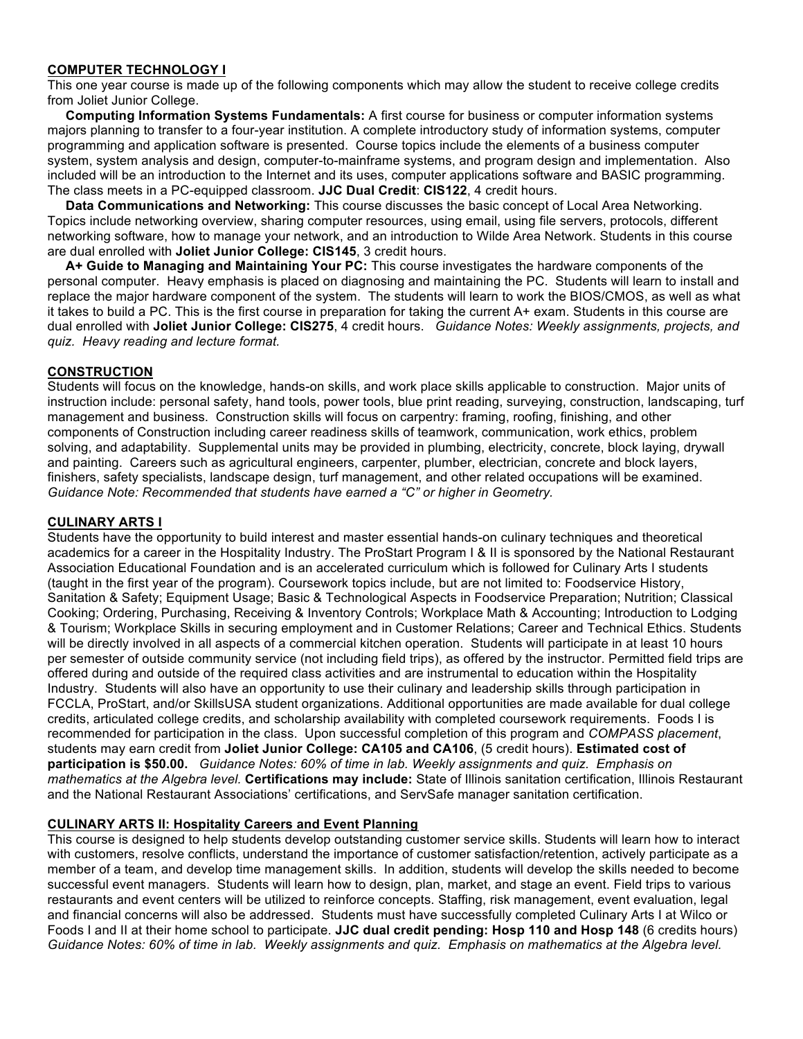## COMPUTER TECHNOLOGY I

This one year course is made up of the following components which may allow the student to receive college credits from Joliet Junior College.

**Computing Information Systems Fundamentals:** A first course for business or computer information systems majors planning to transfer to a four-year institution. A complete introductory study of information systems, computer programming and application software is presented. Course topics include the elements of a business computer system, system analysis and design, computer-to-mainframe systems, and program design and implementation. Also included will be an introduction to the Internet and its uses, computer applications software and BASIC programming. The class meets in a PC-equipped classroom. **JJC Dual Credit**: **CIS122**, 4 credit hours.

**Data Communications and Networking:** This course discusses the basic concept of Local Area Networking. Topics include networking overview, sharing computer resources, using email, using file servers, protocols, different networking software, how to manage your network, and an introduction to Wilde Area Network. Students in this course are dual enrolled with **Joliet Junior College: CIS145**, 3 credit hours.

**A+ Guide to Managing and Maintaining Your PC:** This course investigates the hardware components of the personal computer. Heavy emphasis is placed on diagnosing and maintaining the PC. Students will learn to install and replace the major hardware component of the system. The students will learn to work the BIOS/CMOS, as well as what it takes to build a PC. This is the first course in preparation for taking the current A+ exam. Students in this course are dual enrolled with **Joliet Junior College: CIS275**, 4 credit hours. *Guidance Notes: Weekly assignments, projects, and quiz. Heavy reading and lecture format.*

## CONSTRUCTION

Students will focus on the knowledge, hands-on skills, and work place skills applicable to construction. Major units of instruction include: personal safety, hand tools, power tools, blue print reading, surveying, construction, landscaping, turf management and business. Construction skills will focus on carpentry: framing, roofing, finishing, and other components of Construction including career readiness skills of teamwork, communication, work ethics, problem solving, and adaptability. Supplemental units may be provided in plumbing, electricity, concrete, block laying, drywall and painting. Careers such as agricultural engineers, carpenter, plumber, electrician, concrete and block layers, finishers, safety specialists, landscape design, turf management, and other related occupations will be examined. *Guidance Note: Recommended that students have earned a "C" or higher in Geometry.*

## CULINARY ARTS I

Students have the opportunity to build interest and master essential hands-on culinary techniques and theoretical academics for a career in the Hospitality Industry. The ProStart Program I & II is sponsored by the National Restaurant Association Educational Foundation and is an accelerated curriculum which is followed for Culinary Arts I students (taught in the first year of the program). Coursework topics include, but are not limited to: Foodservice History, Sanitation & Safety; Equipment Usage; Basic & Technological Aspects in Foodservice Preparation; Nutrition; Classical Cooking; Ordering, Purchasing, Receiving & Inventory Controls; Workplace Math & Accounting; Introduction to Lodging & Tourism; Workplace Skills in securing employment and in Customer Relations; Career and Technical Ethics. Students will be directly involved in all aspects of a commercial kitchen operation. Students will participate in at least 10 hours per semester of outside community service (not including field trips), as offered by the instructor. Permitted field trips are offered during and outside of the required class activities and are instrumental to education within the Hospitality Industry. Students will also have an opportunity to use their culinary and leadership skills through participation in FCCLA, ProStart, and/or SkillsUSA student organizations. Additional opportunities are made available for dual college credits, articulated college credits, and scholarship availability with completed coursework requirements. Foods I is recommended for participation in the class. Upon successful completion of this program and *COMPASS placement*, students may earn credit from **Joliet Junior College: CA105 and CA106**, (5 credit hours). **Estimated cost of participation is $50.00.** *Guidance Notes: 60% of time in lab. Weekly assignments and quiz. Emphasis on mathematics at the Algebra level.* **Certifications may include:** State of Illinois sanitation certification, Illinois Restaurant and the National Restaurant Associations' certifications, and ServSafe manager sanitation certification.

## CULINARY ARTS II: Hospitality Careers and Event Planning

This course is designed to help students develop outstanding customer service skills. Students will learn how to interact with customers, resolve conflicts, understand the importance of customer satisfaction/retention, actively participate as a member of a team, and develop time management skills. In addition, students will develop the skills needed to become successful event managers. Students will learn how to design, plan, market, and stage an event. Field trips to various restaurants and event centers will be utilized to reinforce concepts. Staffing, risk management, event evaluation, legal and financial concerns will also be addressed. Students must have successfully completed Culinary Arts I at Wilco or Foods I and II at their home school to participate. **JJC dual credit pending: Hosp 110 and Hosp 148** (6 credits hours) *Guidance Notes: 60% of time in lab. Weekly assignments and quiz. Emphasis on mathematics at the Algebra level.*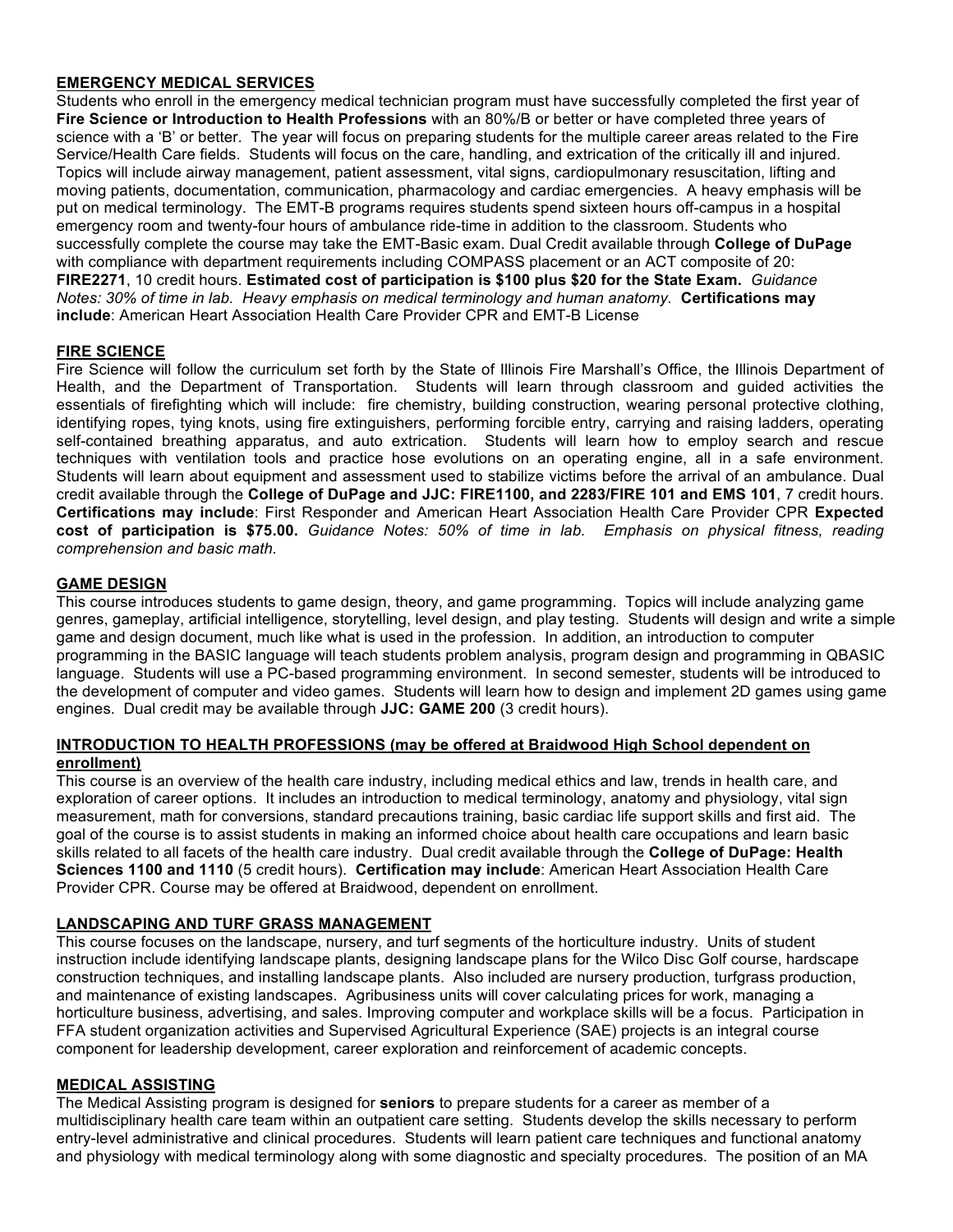## EMERGENCY MEDICAL SERVICES

Students who enroll in the emergency medical technician program must have successfully completed the first year of **Fire Science or Introduction to Health Professions** with an 80%/B or better or have completed three years of science with a 'B' or better. The year will focus on preparing students for the multiple career areas related to the Fire Service/Health Care fields. Students will focus on the care, handling, and extrication of the critically ill and injured. Topics will include airway management, patient assessment, vital signs, cardiopulmonary resuscitation, lifting and moving patients, documentation, communication, pharmacology and cardiac emergencies. A heavy emphasis will be put on medical terminology. The EMT-B programs requires students spend sixteen hours off-campus in a hospital emergency room and twenty-four hours of ambulance ride-time in addition to the classroom. Students who successfully complete the course may take the EMT-Basic exam. Dual Credit available through **College of DuPage** with compliance with department requirements including COMPASS placement or an ACT composite of 20: **FIRE2271**, 10 credit hours. **Estimated cost of participation is $100 plus $20 for the State Exam.** *Guidance Notes: 30% of time in lab. Heavy emphasis on medical terminology and human anatomy.* **Certifications may include**: American Heart Association Health Care Provider CPR and EMT-B License

## FIRE SCIENCE

Fire Science will follow the curriculum set forth by the State of Illinois Fire Marshall's Office, the Illinois Department of Health, and the Department of Transportation. Students will learn through classroom and guided activities the essentials of firefighting which will include: fire chemistry, building construction, wearing personal protective clothing, identifying ropes, tying knots, using fire extinguishers, performing forcible entry, carrying and raising ladders, operating self-contained breathing apparatus, and auto extrication. Students will learn how to employ search and rescue techniques with ventilation tools and practice hose evolutions on an operating engine, all in a safe environment. Students will learn about equipment and assessment used to stabilize victims before the arrival of an ambulance. Dual credit available through the **College of DuPage and JJC: FIRE1100, and 2283/FIRE 101 and EMS 101**, 7 credit hours. **Certifications may include**: First Responder and American Heart Association Health Care Provider CPR **Expected cost of participation is $75.00.** *Guidance Notes: 50% of time in lab. Emphasis on physical fitness, reading comprehension and basic math.*

## GAME DESIGN

This course introduces students to game design, theory, and game programming. Topics will include analyzing game genres, gameplay, artificial intelligence, storytelling, level design, and play testing. Students will design and write a simple game and design document, much like what is used in the profession. In addition, an introduction to computer programming in the BASIC language will teach students problem analysis, program design and programming in QBASIC language. Students will use a PC-based programming environment. In second semester, students will be introduced to the development of computer and video games. Students will learn how to design and implement 2D games using game engines. Dual credit may be available through **JJC: GAME 200** (3 credit hours).

## INTRODUCTION TO HEALTH PROFESSIONS (may be offered at Braidwood High School dependent on enrollment)

This course is an overview of the health care industry, including medical ethics and law, trends in health care, and exploration of career options. It includes an introduction to medical terminology, anatomy and physiology, vital sign measurement, math for conversions, standard precautions training, basic cardiac life support skills and first aid. The goal of the course is to assist students in making an informed choice about health care occupations and learn basic skills related to all facets of the health care industry. Dual credit available through the **College of DuPage: Health Sciences 1100 and 1110** (5 credit hours). **Certification may include**: American Heart Association Health Care Provider CPR. Course may be offered at Braidwood, dependent on enrollment.

## LANDSCAPING AND TURF GRASS MANAGEMENT

This course focuses on the landscape, nursery, and turf segments of the horticulture industry. Units of student instruction include identifying landscape plants, designing landscape plans for the Wilco Disc Golf course, hardscape construction techniques, and installing landscape plants. Also included are nursery production, turfgrass production, and maintenance of existing landscapes. Agribusiness units will cover calculating prices for work, managing a horticulture business, advertising, and sales. Improving computer and workplace skills will be a focus. Participation in FFA student organization activities and Supervised Agricultural Experience (SAE) projects is an integral course component for leadership development, career exploration and reinforcement of academic concepts.

## MEDICAL ASSISTING

The Medical Assisting program is designed for **seniors** to prepare students for a career as member of a multidisciplinary health care team within an outpatient care setting. Students develop the skills necessary to perform entry-level administrative and clinical procedures. Students will learn patient care techniques and functional anatomy and physiology with medical terminology along with some diagnostic and specialty procedures. The position of an MA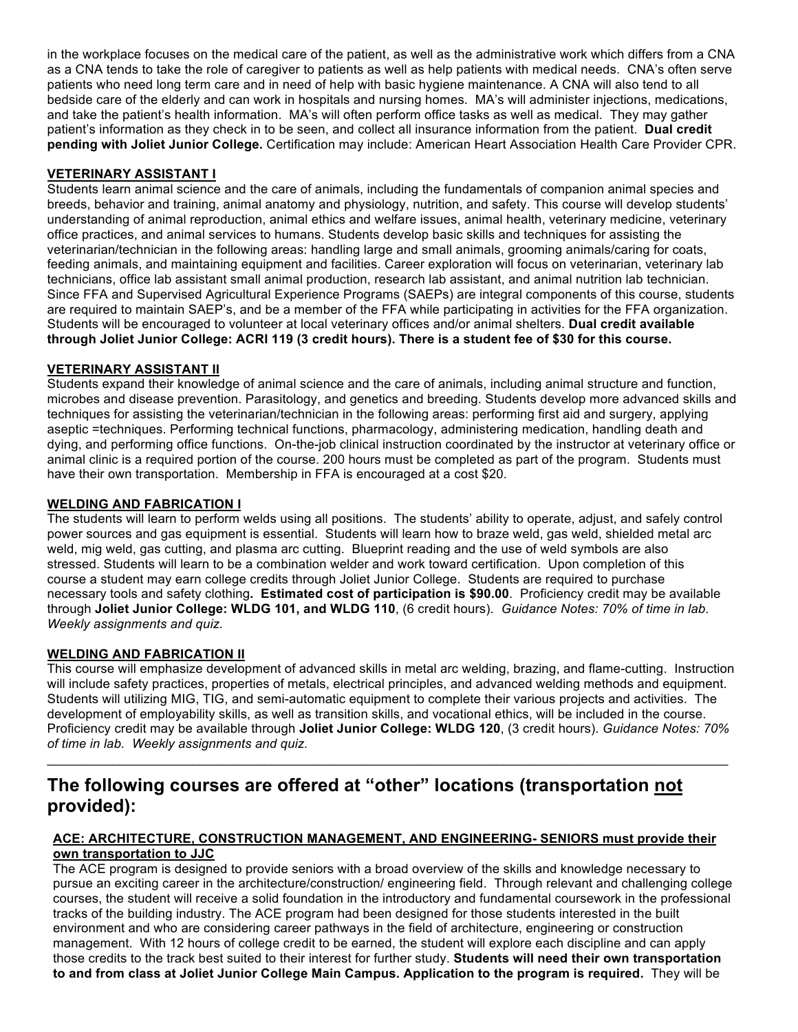in the workplace focuses on the medical care of the patient, as well as the administrative work which differs from a CNA as a CNA tends to take the role of caregiver to patients as well as help patients with medical needs. CNA's often serve patients who need long term care and in need of help with basic hygiene maintenance. A CNA will also tend to all bedside care of the elderly and can work in hospitals and nursing homes. MA's will administer injections, medications, and take the patient's health information. MA's will often perform office tasks as well as medical. They may gather patient's information as they check in to be seen, and collect all insurance information from the patient. **Dual credit pending with Joliet Junior College.** Certification may include: American Heart Association Health Care Provider CPR.

**VETERINARY ASSISTANT I**

Students learn animal science and the care of animals, including the fundamentals of companion animal species and breeds, behavior and training, animal anatomy and physiology, nutrition, and safety. This course will develop students' understanding of animal reproduction, animal ethics and welfare issues, animal health, veterinary medicine, veterinary office practices, and animal services to humans. Students develop basic skills and techniques for assisting the veterinarian/technician in the following areas: handling large and small animals, grooming animals/caring for coats, feeding animals, and maintaining equipment and facilities. Career exploration will focus on veterinarian, veterinary lab technicians, office lab assistant small animal production, research lab assistant, and animal nutrition lab technician. Since FFA and Supervised Agricultural Experience Programs (SAEPs) are integral components of this course, students are required to maintain SAEP's, and be a member of the FFA while participating in activities for the FFA organization. Students will be encouraged to volunteer at local veterinary offices and/or animal shelters. **Dual credit available through Joliet Junior College: ACRI 119 (3 credit hours). There is a student fee of $30 for this course.**

**VETERINARY ASSISTANT II**

Students expand their knowledge of animal science and the care of animals, including animal structure and function, microbes and disease prevention. Parasitology, and genetics and breeding. Students develop more advanced skills and techniques for assisting the veterinarian/technician in the following areas: performing first aid and surgery, applying aseptic =techniques. Performing technical functions, pharmacology, administering medication, handling death and dying, and performing office functions. On-the-job clinical instruction coordinated by the instructor at veterinary office or animal clinic is a required portion of the course. 200 hours must be completed as part of the program. Students must have their own transportation. Membership in FFA is encouraged at a cost $20.

**WELDING AND FABRICATION I**

The students will learn to perform welds using all positions. The students' ability to operate, adjust, and safely control power sources and gas equipment is essential. Students will learn how to braze weld, gas weld, shielded metal arc weld, mig weld, gas cutting, and plasma arc cutting. Blueprint reading and the use of weld symbols are also stressed. Students will learn to be a combination welder and work toward certification. Upon completion of this course a student may earn college credits through Joliet Junior College. Students are required to purchase necessary tools and safety clothing**. Estimated cost of participation is $90.00**. Proficiency credit may be available through **Joliet Junior College: WLDG 101, and WLDG 110**, (6 credit hours). *Guidance Notes: 70% of time in lab. Weekly assignments and quiz.*

**WELDING AND FABRICATION II**

This course will emphasize development of advanced skills in metal arc welding, brazing, and flame-cutting. Instruction will include safety practices, properties of metals, electrical principles, and advanced welding methods and equipment. Students will utilizing MIG, TIG, and semi-automatic equipment to complete their various projects and activities. The development of employability skills, as well as transition skills, and vocational ethics, will be included in the course. Proficiency credit may be available through **Joliet Junior College: WLDG 120**, (3 credit hours). *Guidance Notes: 70% of time in lab. Weekly assignments and quiz.*

---

## The following courses are offered at "other" locations (transportation not provided):

**ACE: ARCHITECTURE, CONSTRUCTION MANAGEMENT, AND ENGINEERING- SENIORS must provide their own transportation to JJC**

The ACE program is designed to provide seniors with a broad overview of the skills and knowledge necessary to pursue an exciting career in the architecture/construction/ engineering field. Through relevant and challenging college courses, the student will receive a solid foundation in the introductory and fundamental coursework in the professional tracks of the building industry. The ACE program had been designed for those students interested in the built environment and who are considering career pathways in the field of architecture, engineering or construction management. With 12 hours of college credit to be earned, the student will explore each discipline and can apply those credits to the track best suited to their interest for further study. **Students will need their own transportation to and from class at Joliet Junior College Main Campus. Application to the program is required.** They will be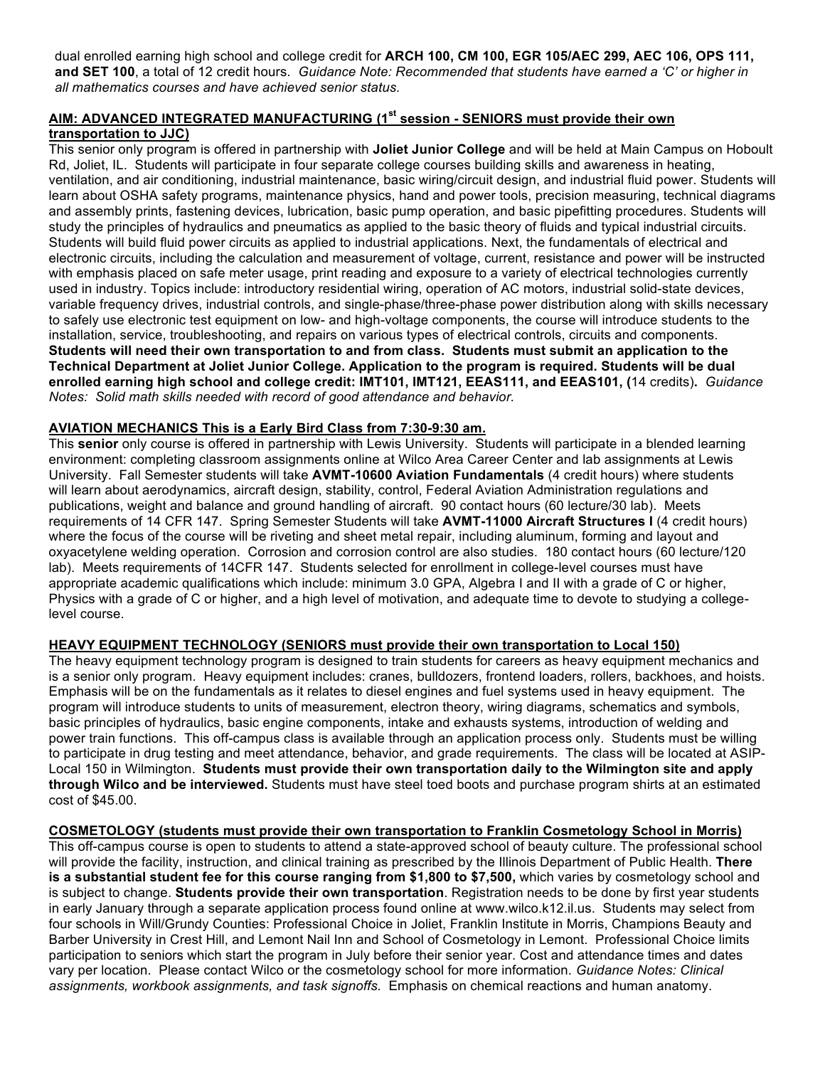dual enrolled earning high school and college credit for **ARCH 100, CM 100, EGR 105/AEC 299, AEC 106, OPS 111, and SET 100**, a total of 12 credit hours. *Guidance Note: Recommended that students have earned a 'C' or higher in all mathematics courses and have achieved senior status.*

**AIM: ADVANCED INTEGRATED MANUFACTURING (1st session - SENIORS must provide their own transportation to JJC)**

This senior only program is offered in partnership with **Joliet Junior College** and will be held at Main Campus on Hoboult Rd, Joliet, IL. Students will participate in four separate college courses building skills and awareness in heating, ventilation, and air conditioning, industrial maintenance, basic wiring/circuit design, and industrial fluid power. Students will learn about OSHA safety programs, maintenance physics, hand and power tools, precision measuring, technical diagrams and assembly prints, fastening devices, lubrication, basic pump operation, and basic pipefitting procedures. Students will study the principles of hydraulics and pneumatics as applied to the basic theory of fluids and typical industrial circuits. Students will build fluid power circuits as applied to industrial applications. Next, the fundamentals of electrical and electronic circuits, including the calculation and measurement of voltage, current, resistance and power will be instructed with emphasis placed on safe meter usage, print reading and exposure to a variety of electrical technologies currently used in industry. Topics include: introductory residential wiring, operation of AC motors, industrial solid-state devices, variable frequency drives, industrial controls, and single-phase/three-phase power distribution along with skills necessary to safely use electronic test equipment on low- and high-voltage components, the course will introduce students to the installation, service, troubleshooting, and repairs on various types of electrical controls, circuits and components. **Students will need their own transportation to and from class. Students must submit an application to the Technical Department at Joliet Junior College. Application to the program is required. Students will be dual enrolled earning high school and college credit: IMT101, IMT121, EEAS111, and EEAS101, (**14 credits**).** *Guidance Notes: Solid math skills needed with record of good attendance and behavior.*

**AVIATION MECHANICS This is a Early Bird Class from 7:30-9:30 am.**

This **senior** only course is offered in partnership with Lewis University. Students will participate in a blended learning environment: completing classroom assignments online at Wilco Area Career Center and lab assignments at Lewis University. Fall Semester students will take **AVMT-10600 Aviation Fundamentals** (4 credit hours) where students will learn about aerodynamics, aircraft design, stability, control, Federal Aviation Administration regulations and publications, weight and balance and ground handling of aircraft. 90 contact hours (60 lecture/30 lab). Meets requirements of 14 CFR 147. Spring Semester Students will take **AVMT-11000 Aircraft Structures I** (4 credit hours) where the focus of the course will be riveting and sheet metal repair, including aluminum, forming and layout and oxyacetylene welding operation. Corrosion and corrosion control are also studies. 180 contact hours (60 lecture/120 lab). Meets requirements of 14CFR 147. Students selected for enrollment in college-level courses must have appropriate academic qualifications which include: minimum 3.0 GPA, Algebra I and II with a grade of C or higher, Physics with a grade of C or higher, and a high level of motivation, and adequate time to devote to studying a college-level course.

**HEAVY EQUIPMENT TECHNOLOGY (SENIORS must provide their own transportation to Local 150)**

The heavy equipment technology program is designed to train students for careers as heavy equipment mechanics and is a senior only program. Heavy equipment includes: cranes, bulldozers, frontend loaders, rollers, backhoes, and hoists. Emphasis will be on the fundamentals as it relates to diesel engines and fuel systems used in heavy equipment. The program will introduce students to units of measurement, electron theory, wiring diagrams, schematics and symbols, basic principles of hydraulics, basic engine components, intake and exhausts systems, introduction of welding and power train functions. This off-campus class is available through an application process only. Students must be willing to participate in drug testing and meet attendance, behavior, and grade requirements. The class will be located at ASIP-Local 150 in Wilmington. **Students must provide their own transportation daily to the Wilmington site and apply through Wilco and be interviewed.** Students must have steel toed boots and purchase program shirts at an estimated cost of $45.00.

**COSMETOLOGY (students must provide their own transportation to Franklin Cosmetology School in Morris)**

This off-campus course is open to students to attend a state-approved school of beauty culture. The professional school will provide the facility, instruction, and clinical training as prescribed by the Illinois Department of Public Health. **There is a substantial student fee for this course ranging from $1,800 to $7,500,** which varies by cosmetology school and is subject to change. **Students provide their own transportation**. Registration needs to be done by first year students in early January through a separate application process found online at www.wilco.k12.il.us. Students may select from four schools in Will/Grundy Counties: Professional Choice in Joliet, Franklin Institute in Morris, Champions Beauty and Barber University in Crest Hill, and Lemont Nail Inn and School of Cosmetology in Lemont. Professional Choice limits participation to seniors which start the program in July before their senior year. Cost and attendance times and dates vary per location. Please contact Wilco or the cosmetology school for more information. *Guidance Notes: Clinical assignments, workbook assignments, and task signoffs.* Emphasis on chemical reactions and human anatomy.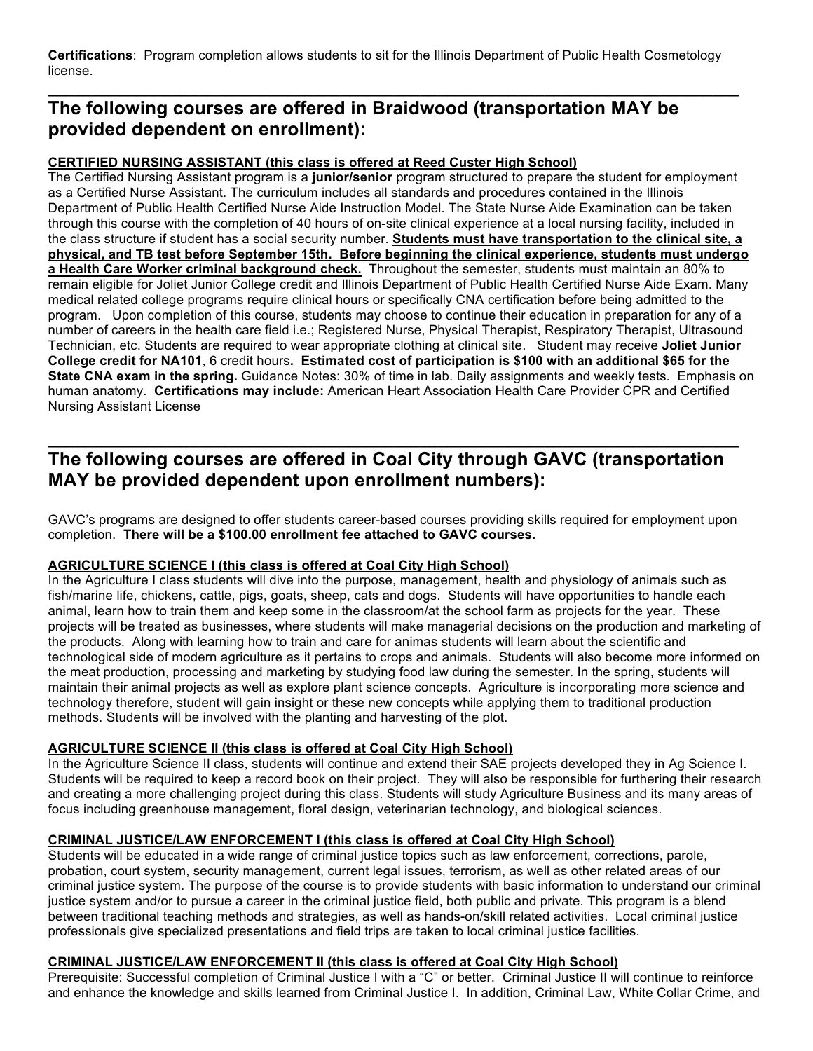**Certifications**: Program completion allows students to sit for the Illinois Department of Public Health Cosmetology license.

---

## The following courses are offered in Braidwood (transportation MAY be provided dependent on enrollment):

**CERTIFIED NURSING ASSISTANT (this class is offered at Reed Custer High School)**

The Certified Nursing Assistant program is a **junior/senior** program structured to prepare the student for employment as a Certified Nurse Assistant. The curriculum includes all standards and procedures contained in the Illinois Department of Public Health Certified Nurse Aide Instruction Model. The State Nurse Aide Examination can be taken through this course with the completion of 40 hours of on-site clinical experience at a local nursing facility, included in the class structure if student has a social security number. **Students must have transportation to the clinical site, a physical, and TB test before September 15th. Before beginning the clinical experience, students must undergo a Health Care Worker criminal background check.** Throughout the semester, students must maintain an 80% to remain eligible for Joliet Junior College credit and Illinois Department of Public Health Certified Nurse Aide Exam. Many medical related college programs require clinical hours or specifically CNA certification before being admitted to the program. Upon completion of this course, students may choose to continue their education in preparation for any of a number of careers in the health care field i.e.; Registered Nurse, Physical Therapist, Respiratory Therapist, Ultrasound Technician, etc. Students are required to wear appropriate clothing at clinical site. Student may receive **Joliet Junior College credit for NA101**, 6 credit hours**. Estimated cost of participation is $100 with an additional $65 for the State CNA exam in the spring.** Guidance Notes: 30% of time in lab. Daily assignments and weekly tests. Emphasis on human anatomy. **Certifications may include:** American Heart Association Health Care Provider CPR and Certified Nursing Assistant License

---

## The following courses are offered in Coal City through GAVC (transportation MAY be provided dependent upon enrollment numbers):

GAVC's programs are designed to offer students career-based courses providing skills required for employment upon completion. **There will be a $100.00 enrollment fee attached to GAVC courses.**

**AGRICULTURE SCIENCE I (this class is offered at Coal City High School)**

In the Agriculture I class students will dive into the purpose, management, health and physiology of animals such as fish/marine life, chickens, cattle, pigs, goats, sheep, cats and dogs. Students will have opportunities to handle each animal, learn how to train them and keep some in the classroom/at the school farm as projects for the year. These projects will be treated as businesses, where students will make managerial decisions on the production and marketing of the products. Along with learning how to train and care for animas students will learn about the scientific and technological side of modern agriculture as it pertains to crops and animals. Students will also become more informed on the meat production, processing and marketing by studying food law during the semester. In the spring, students will maintain their animal projects as well as explore plant science concepts. Agriculture is incorporating more science and technology therefore, student will gain insight or these new concepts while applying them to traditional production methods. Students will be involved with the planting and harvesting of the plot.

**AGRICULTURE SCIENCE II (this class is offered at Coal City High School)**

In the Agriculture Science II class, students will continue and extend their SAE projects developed they in Ag Science I. Students will be required to keep a record book on their project. They will also be responsible for furthering their research and creating a more challenging project during this class. Students will study Agriculture Business and its many areas of focus including greenhouse management, floral design, veterinarian technology, and biological sciences.

**CRIMINAL JUSTICE/LAW ENFORCEMENT I (this class is offered at Coal City High School)**

Students will be educated in a wide range of criminal justice topics such as law enforcement, corrections, parole, probation, court system, security management, current legal issues, terrorism, as well as other related areas of our criminal justice system. The purpose of the course is to provide students with basic information to understand our criminal justice system and/or to pursue a career in the criminal justice field, both public and private. This program is a blend between traditional teaching methods and strategies, as well as hands-on/skill related activities. Local criminal justice professionals give specialized presentations and field trips are taken to local criminal justice facilities.

**CRIMINAL JUSTICE/LAW ENFORCEMENT II (this class is offered at Coal City High School)**

Prerequisite: Successful completion of Criminal Justice I with a "C" or better. Criminal Justice II will continue to reinforce and enhance the knowledge and skills learned from Criminal Justice I. In addition, Criminal Law, White Collar Crime, and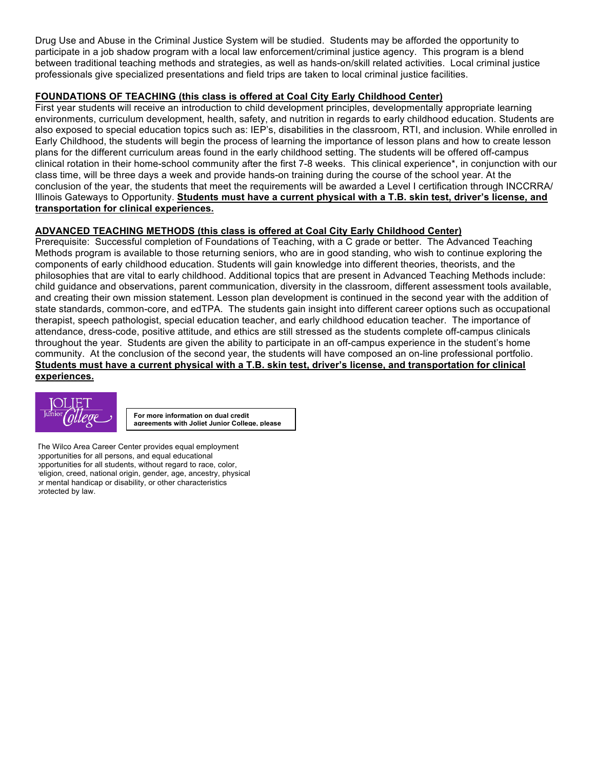Drug Use and Abuse in the Criminal Justice System will be studied. Students may be afforded the opportunity to participate in a job shadow program with a local law enforcement/criminal justice agency. This program is a blend between traditional teaching methods and strategies, as well as hands-on/skill related activities. Local criminal justice professionals give specialized presentations and field trips are taken to local criminal justice facilities.

**FOUNDATIONS OF TEACHING (this class is offered at Coal City Early Childhood Center)**

First year students will receive an introduction to child development principles, developmentally appropriate learning environments, curriculum development, health, safety, and nutrition in regards to early childhood education. Students are also exposed to special education topics such as: IEP's, disabilities in the classroom, RTI, and inclusion. While enrolled in Early Childhood, the students will begin the process of learning the importance of lesson plans and how to create lesson plans for the different curriculum areas found in the early childhood setting. The students will be offered off-campus clinical rotation in their home-school community after the first 7-8 weeks. This clinical experience*, in conjunction with our class time, will be three days a week and provide hands-on training during the course of the school year. At the conclusion of the year, the students that meet the requirements will be awarded a Level I certification through INCCRRA/ Illinois Gateways to Opportunity. **Students must have a current physical with a T.B. skin test, driver's license, and transportation for clinical experiences.**

**ADVANCED TEACHING METHODS (this class is offered at Coal City Early Childhood Center)**

Prerequisite: Successful completion of Foundations of Teaching, with a C grade or better. The Advanced Teaching Methods program is available to those returning seniors, who are in good standing, who wish to continue exploring the components of early childhood education. Students will gain knowledge into different theories, theorists, and the philosophies that are vital to early childhood. Additional topics that are present in Advanced Teaching Methods include: child guidance and observations, parent communication, diversity in the classroom, different assessment tools available, and creating their own mission statement. Lesson plan development is continued in the second year with the addition of state standards, common-core, and edTPA. The students gain insight into different career options such as occupational therapist, speech pathologist, special education teacher, and early childhood education teacher. The importance of attendance, dress-code, positive attitude, and ethics are still stressed as the students complete off-campus clinicals throughout the year. Students are given the ability to participate in an off-campus experience in the student's home community. At the conclusion of the second year, the students will have composed an on-line professional portfolio. **Students must have a current physical with a T.B. skin test, driver's license, and transportation for clinical experiences.**

JOLIET Junior College

**For more information on dual credit agreements with Joliet Junior College, please**

The Wilco Area Career Center provides equal employment opportunities for all persons, and equal educational opportunities for all students, without regard to race, color, religion, creed, national origin, gender, age, ancestry, physical or mental handicap or disability, or other characteristics protected by law.